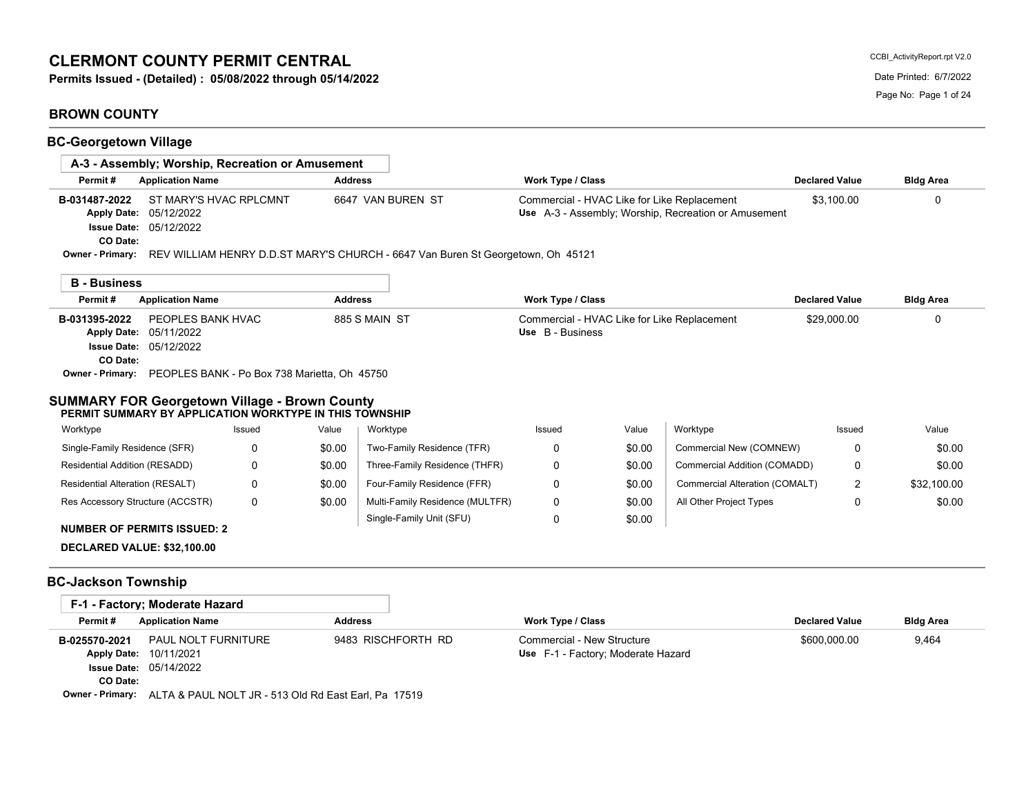# CLERMONT COUNTY PERMIT CENTRAL

**Permits Issued - (Detailed) : 05/08/2022 through 05/14/2022**

CCBI_ActivityReport.rpt V2.0
Date Printed: 6/7/2022

## BROWN COUNTY

### BC-Georgetown Village

#### A-3 - Assembly; Worship, Recreation or Amusement

| Permit # | Application Name | Address | Work Type / Class | Declared Value | Bldg Area |
|---|---|---|---|---|---|
| B-031487-2022 | ST MARY'S HVAC RPLCMNT | 6647 VAN BUREN ST | Commercial - HVAC Like for Like Replacement<br>Use A-3 - Assembly; Worship, Recreation or Amusement | $3,100.00 | 0 |

Apply Date: 05/12/2022
Issue Date: 05/12/2022
CO Date:
Owner - Primary: REV WILLIAM HENRY D.D.ST MARY'S CHURCH - 6647 Van Buren St Georgetown, Oh 45121

#### B - Business

| Permit # | Application Name | Address | Work Type / Class | Declared Value | Bldg Area |
|---|---|---|---|---|---|
| B-031395-2022 | PEOPLES BANK HVAC | 885 S MAIN ST | Commercial - HVAC Like for Like Replacement<br>Use B - Business | $29,000.00 | 0 |

Apply Date: 05/11/2022
Issue Date: 05/12/2022
CO Date:
Owner - Primary: PEOPLES BANK - Po Box 738 Marietta, Oh 45750

### SUMMARY FOR Georgetown Village - Brown County

**PERMIT SUMMARY BY APPLICATION WORKTYPE IN THIS TOWNSHIP**

| Worktype | Issued | Value | Worktype | Issued | Value | Worktype | Issued | Value |
|---|---|---|---|---|---|---|---|---|
| Single-Family Residence (SFR) | 0 | $0.00 | Two-Family Residence (TFR) | 0 | $0.00 | Commercial New (COMNEW) | 0 | $0.00 |
| Residential Addition (RESADD) | 0 | $0.00 | Three-Family Residence (THFR) | 0 | $0.00 | Commercial Addition (COMADD) | 0 | $0.00 |
| Residential Alteration (RESALT) | 0 | $0.00 | Four-Family Residence (FFR) | 0 | $0.00 | Commercial Alteration (COMALT) | 2 | $32,100.00 |
| Res Accessory Structure (ACCSTR) | 0 | $0.00 | Multi-Family Residence (MULTFR) | 0 | $0.00 | All Other Project Types | 0 | $0.00 |
| | | | Single-Family Unit (SFU) | 0 | $0.00 | | | |

**NUMBER OF PERMITS ISSUED: 2**

**DECLARED VALUE: $32,100.00**

### BC-Jackson Township

#### F-1 - Factory; Moderate Hazard

| Permit # | Application Name | Address | Work Type / Class | Declared Value | Bldg Area |
|---|---|---|---|---|---|
| B-025570-2021 | PAUL NOLT FURNITURE | 9483 RISCHFORTH RD | Commercial - New Structure<br>Use F-1 - Factory; Moderate Hazard | $600,000.00 | 9,464 |

Apply Date: 10/11/2021
Issue Date: 05/14/2022
CO Date:
Owner - Primary: ALTA & PAUL NOLT JR - 513 Old Rd East Earl, Pa 17519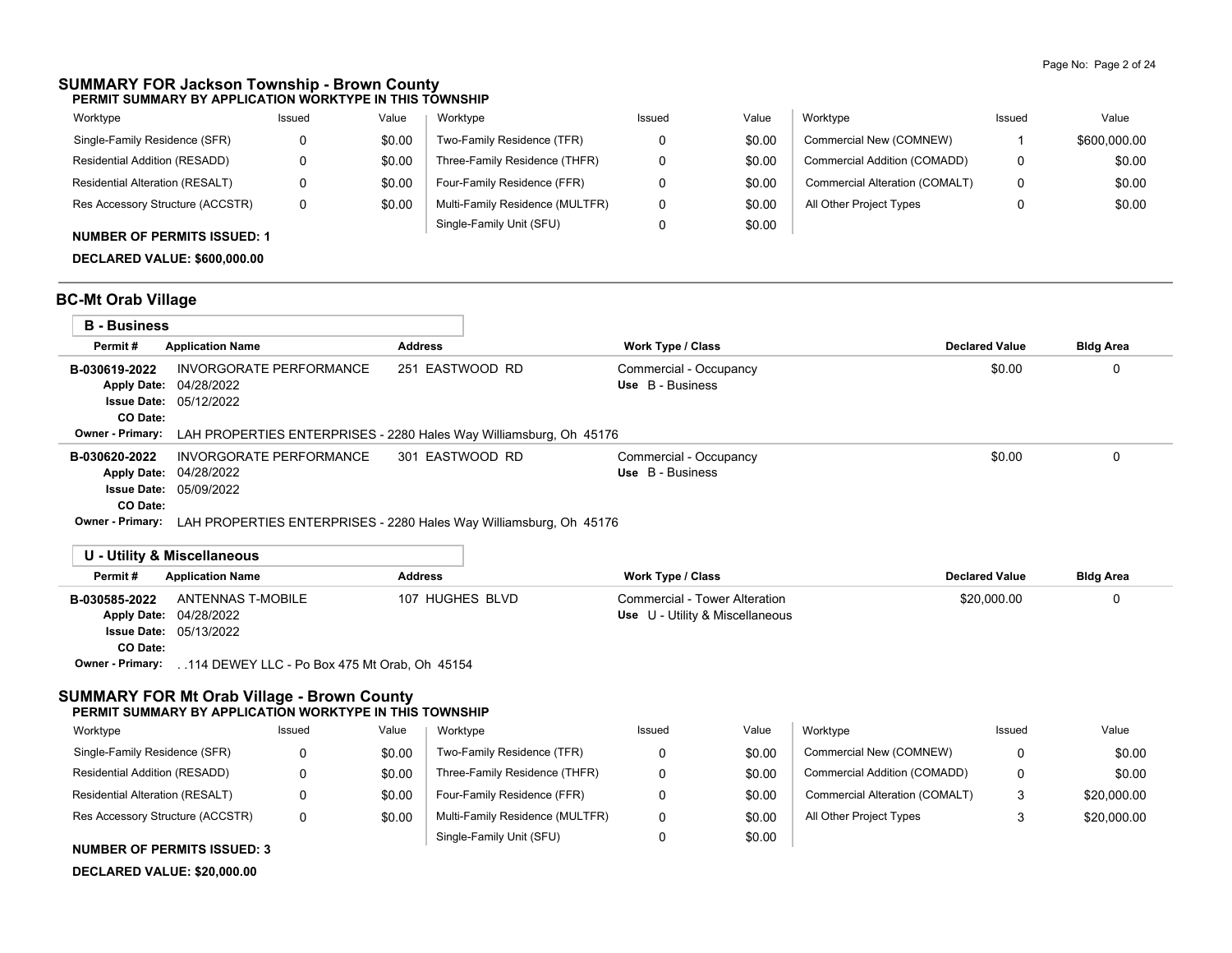## SUMMARY FOR Jackson Township - Brown County

**PERMIT SUMMARY BY APPLICATION WORKTYPE IN THIS TOWNSHIP**

| Worktype | Issued | Value | Worktype | Issued | Value | Worktype | Issued | Value |
|---|---|---|---|---|---|---|---|---|
| Single-Family Residence (SFR) | 0 | $0.00 | Two-Family Residence (TFR) | 0 | $0.00 | Commercial New (COMNEW) | 1 | $600,000.00 |
| Residential Addition (RESADD) | 0 | $0.00 | Three-Family Residence (THFR) | 0 | $0.00 | Commercial Addition (COMADD) | 0 | $0.00 |
| Residential Alteration (RESALT) | 0 | $0.00 | Four-Family Residence (FFR) | 0 | $0.00 | Commercial Alteration (COMALT) | 0 | $0.00 |
| Res Accessory Structure (ACCSTR) | 0 | $0.00 | Multi-Family Residence (MULTFR) | 0 | $0.00 | All Other Project Types | 0 | $0.00 |
| | | | Single-Family Unit (SFU) | 0 | $0.00 | | | |

**NUMBER OF PERMITS ISSUED: 1**

**DECLARED VALUE: $600,000.00**

## BC-Mt Orab Village

### B - Business

| Permit # | Application Name | Address | Work Type / Class | Declared Value | Bldg Area |
|---|---|---|---|---|---|
| **B-030619-2022** | INVORGORATE PERFORMANCE | 251 EASTWOOD RD | Commercial - Occupancy<br>Use B - Business | $0.00 | 0 |
| **Apply Date:** | 04/28/2022 | | | | |
| **Issue Date:** | 05/12/2022 | | | | |
| **CO Date:** | | | | | |
| **Owner - Primary:** | LAH PROPERTIES ENTERPRISES - 2280 Hales Way Williamsburg, Oh 45176 | | | | |
| **B-030620-2022** | INVORGORATE PERFORMANCE | 301 EASTWOOD RD | Commercial - Occupancy<br>Use B - Business | $0.00 | 0 |
| **Apply Date:** | 04/28/2022 | | | | |
| **Issue Date:** | 05/09/2022 | | | | |
| **CO Date:** | | | | | |
| **Owner - Primary:** | LAH PROPERTIES ENTERPRISES - 2280 Hales Way Williamsburg, Oh 45176 | | | | |

### U - Utility & Miscellaneous

| Permit # | Application Name | Address | Work Type / Class | Declared Value | Bldg Area |
|---|---|---|---|---|---|
| **B-030585-2022** | ANTENNAS T-MOBILE | 107 HUGHES BLVD | Commercial - Tower Alteration<br>Use U - Utility & Miscellaneous | $20,000.00 | 0 |
| **Apply Date:** | 04/28/2022 | | | | |
| **Issue Date:** | 05/13/2022 | | | | |
| **CO Date:** | | | | | |
| **Owner - Primary:** | . .114 DEWEY LLC - Po Box 475 Mt Orab, Oh 45154 | | | | |

## SUMMARY FOR Mt Orab Village - Brown County

**PERMIT SUMMARY BY APPLICATION WORKTYPE IN THIS TOWNSHIP**

| Worktype | Issued | Value | Worktype | Issued | Value | Worktype | Issued | Value |
|---|---|---|---|---|---|---|---|---|
| Single-Family Residence (SFR) | 0 | $0.00 | Two-Family Residence (TFR) | 0 | $0.00 | Commercial New (COMNEW) | 0 | $0.00 |
| Residential Addition (RESADD) | 0 | $0.00 | Three-Family Residence (THFR) | 0 | $0.00 | Commercial Addition (COMADD) | 0 | $0.00 |
| Residential Alteration (RESALT) | 0 | $0.00 | Four-Family Residence (FFR) | 0 | $0.00 | Commercial Alteration (COMALT) | 3 | $20,000.00 |
| Res Accessory Structure (ACCSTR) | 0 | $0.00 | Multi-Family Residence (MULTFR) | 0 | $0.00 | All Other Project Types | 3 | $20,000.00 |
| | | | Single-Family Unit (SFU) | 0 | $0.00 | | | |

**NUMBER OF PERMITS ISSUED: 3**

**DECLARED VALUE: $20,000.00**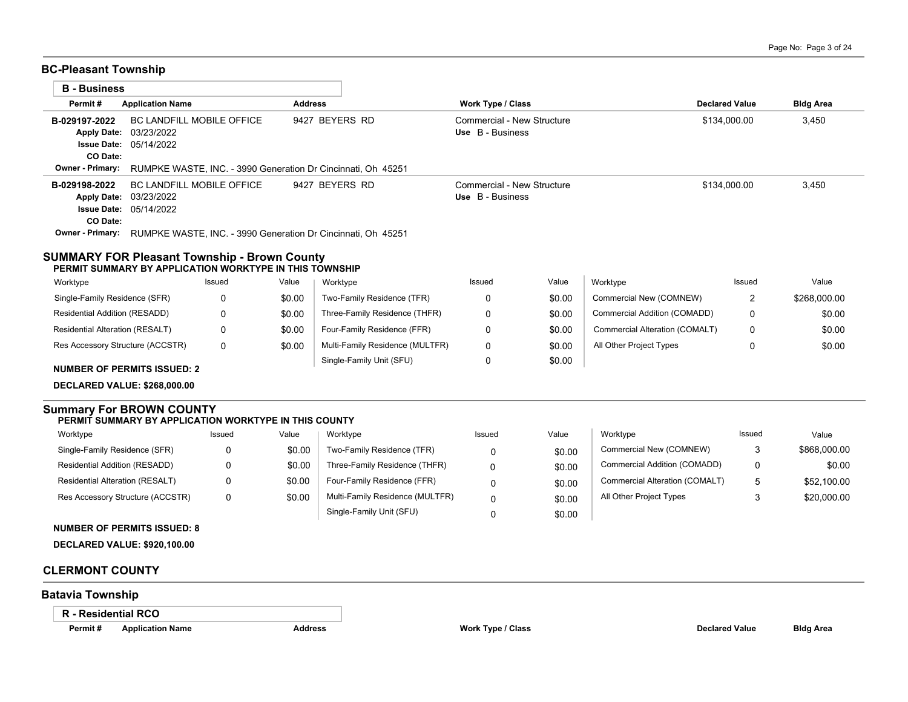## BC-Pleasant Township

### B - Business

| Permit # | Application Name | Address | Work Type / Class | Declared Value | Bldg Area |
|---|---|---|---|---|---|
| B-029197-2022<br>Apply Date: 03/23/2022<br>Issue Date: 05/14/2022<br>CO Date:<br>Owner - Primary: RUMPKE WASTE, INC. - 3990 Generation Dr Cincinnati, Oh 45251 | BC LANDFILL MOBILE OFFICE | 9427 BEYERS RD | Commercial - New Structure<br>Use B - Business | $134,000.00 | 3,450 |
| B-029198-2022<br>Apply Date: 03/23/2022<br>Issue Date: 05/14/2022<br>CO Date:<br>Owner - Primary: RUMPKE WASTE, INC. - 3990 Generation Dr Cincinnati, Oh 45251 | BC LANDFILL MOBILE OFFICE | 9427 BEYERS RD | Commercial - New Structure<br>Use B - Business | $134,000.00 | 3,450 |

### SUMMARY FOR Pleasant Township - Brown County

**PERMIT SUMMARY BY APPLICATION WORKTYPE IN THIS TOWNSHIP**

| Worktype | Issued | Value | Worktype | Issued | Value | Worktype | Issued | Value |
|---|---|---|---|---|---|---|---|---|
| Single-Family Residence (SFR) | 0 | $0.00 | Two-Family Residence (TFR) | 0 | $0.00 | Commercial New (COMNEW) | 2 | $268,000.00 |
| Residential Addition (RESADD) | 0 | $0.00 | Three-Family Residence (THFR) | 0 | $0.00 | Commercial Addition (COMADD) | 0 | $0.00 |
| Residential Alteration (RESALT) | 0 | $0.00 | Four-Family Residence (FFR) | 0 | $0.00 | Commercial Alteration (COMALT) | 0 | $0.00 |
| Res Accessory Structure (ACCSTR) | 0 | $0.00 | Multi-Family Residence (MULTFR) | 0 | $0.00 | All Other Project Types | 0 | $0.00 |
| | | | Single-Family Unit (SFU) | 0 | $0.00 | | | |

**NUMBER OF PERMITS ISSUED: 2**

**DECLARED VALUE: $268,000.00**

### Summary For BROWN COUNTY

**PERMIT SUMMARY BY APPLICATION WORKTYPE IN THIS COUNTY**

| Worktype | Issued | Value | Worktype | Issued | Value | Worktype | Issued | Value |
|---|---|---|---|---|---|---|---|---|
| Single-Family Residence (SFR) | 0 | $0.00 | Two-Family Residence (TFR) | 0 | $0.00 | Commercial New (COMNEW) | 3 | $868,000.00 |
| Residential Addition (RESADD) | 0 | $0.00 | Three-Family Residence (THFR) | 0 | $0.00 | Commercial Addition (COMADD) | 0 | $0.00 |
| Residential Alteration (RESALT) | 0 | $0.00 | Four-Family Residence (FFR) | 0 | $0.00 | Commercial Alteration (COMALT) | 5 | $52,100.00 |
| Res Accessory Structure (ACCSTR) | 0 | $0.00 | Multi-Family Residence (MULTFR) | 0 | $0.00 | All Other Project Types | 3 | $20,000.00 |
| | | | Single-Family Unit (SFU) | 0 | $0.00 | | | |

**NUMBER OF PERMITS ISSUED: 8**

**DECLARED VALUE: $920,100.00**

# CLERMONT COUNTY

## Batavia Township

### R - Residential RCO

| Permit # | Application Name | Address | Work Type / Class | Declared Value | Bldg Area |
|---|---|---|---|---|---|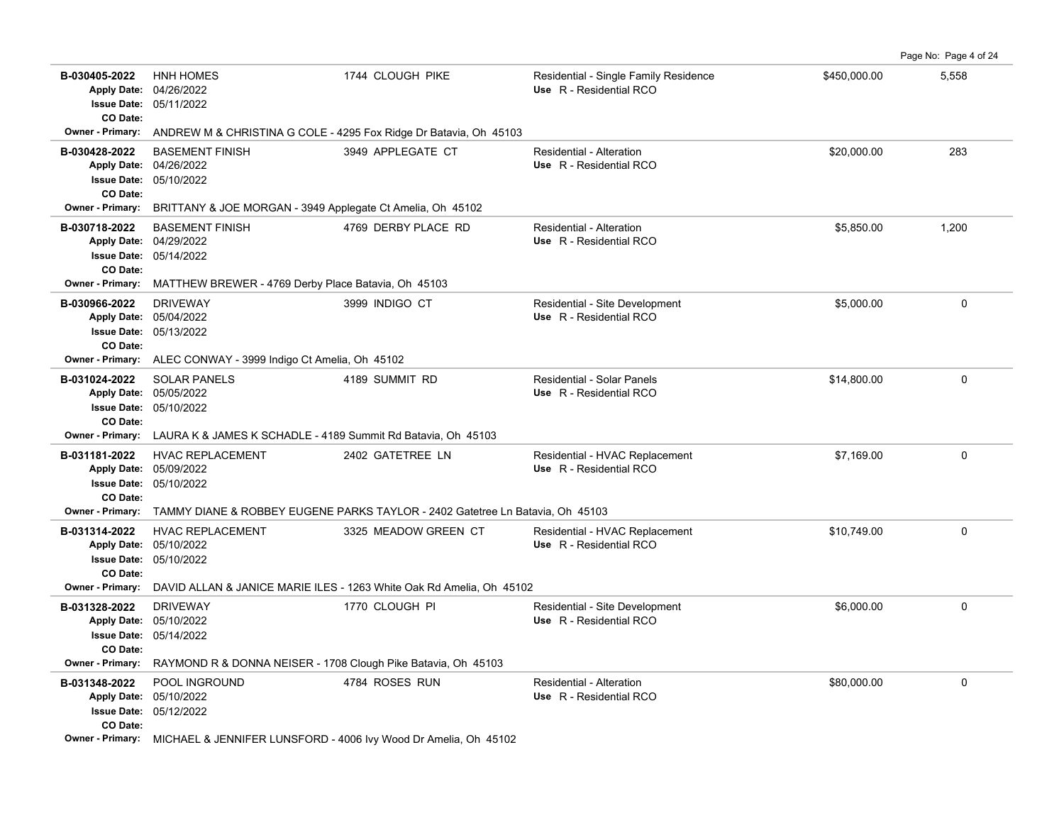| Permit # | Description / Dates | Address | Type / Use | Valuation | Sq Ft |
|---|---|---|---|---|---|
| B-030405-2022 | HNH HOMES<br>Apply Date: 04/26/2022<br>Issue Date: 05/11/2022<br>CO Date: | 1744 CLOUGH PIKE | Residential - Single Family Residence<br>Use R - Residential RCO | $450,000.00 | 5,558 |
| Owner - Primary: | ANDREW M & CHRISTINA G COLE - 4295 Fox Ridge Dr Batavia, Oh 45103 | | | | |
| B-030428-2022 | BASEMENT FINISH<br>Apply Date: 04/26/2022<br>Issue Date: 05/10/2022<br>CO Date: | 3949 APPLEGATE CT | Residential - Alteration<br>Use R - Residential RCO | $20,000.00 | 283 |
| Owner - Primary: | BRITTANY & JOE MORGAN - 3949 Applegate Ct Amelia, Oh 45102 | | | | |
| B-030718-2022 | BASEMENT FINISH<br>Apply Date: 04/29/2022<br>Issue Date: 05/14/2022<br>CO Date: | 4769 DERBY PLACE RD | Residential - Alteration<br>Use R - Residential RCO | $5,850.00 | 1,200 |
| Owner - Primary: | MATTHEW BREWER - 4769 Derby Place Batavia, Oh 45103 | | | | |
| B-030966-2022 | DRIVEWAY<br>Apply Date: 05/04/2022<br>Issue Date: 05/13/2022<br>CO Date: | 3999 INDIGO CT | Residential - Site Development<br>Use R - Residential RCO | $5,000.00 | 0 |
| Owner - Primary: | ALEC CONWAY - 3999 Indigo Ct Amelia, Oh 45102 | | | | |
| B-031024-2022 | SOLAR PANELS<br>Apply Date: 05/05/2022<br>Issue Date: 05/10/2022<br>CO Date: | 4189 SUMMIT RD | Residential - Solar Panels<br>Use R - Residential RCO | $14,800.00 | 0 |
| Owner - Primary: | LAURA K & JAMES K SCHADLE - 4189 Summit Rd Batavia, Oh 45103 | | | | |
| B-031181-2022 | HVAC REPLACEMENT<br>Apply Date: 05/09/2022<br>Issue Date: 05/10/2022<br>CO Date: | 2402 GATETREE LN | Residential - HVAC Replacement<br>Use R - Residential RCO | $7,169.00 | 0 |
| Owner - Primary: | TAMMY DIANE & ROBBEY EUGENE PARKS TAYLOR - 2402 Gatetree Ln Batavia, Oh 45103 | | | | |
| B-031314-2022 | HVAC REPLACEMENT<br>Apply Date: 05/10/2022<br>Issue Date: 05/10/2022<br>CO Date: | 3325 MEADOW GREEN CT | Residential - HVAC Replacement<br>Use R - Residential RCO | $10,749.00 | 0 |
| Owner - Primary: | DAVID ALLAN & JANICE MARIE ILES - 1263 White Oak Rd Amelia, Oh 45102 | | | | |
| B-031328-2022 | DRIVEWAY<br>Apply Date: 05/10/2022<br>Issue Date: 05/14/2022<br>CO Date: | 1770 CLOUGH PI | Residential - Site Development<br>Use R - Residential RCO | $6,000.00 | 0 |
| Owner - Primary: | RAYMOND R & DONNA NEISER - 1708 Clough Pike Batavia, Oh 45103 | | | | |
| B-031348-2022 | POOL INGROUND<br>Apply Date: 05/10/2022<br>Issue Date: 05/12/2022<br>CO Date: | 4784 ROSES RUN | Residential - Alteration<br>Use R - Residential RCO | $80,000.00 | 0 |
| Owner - Primary: | MICHAEL & JENNIFER LUNSFORD - 4006 Ivy Wood Dr Amelia, Oh 45102 | | | | |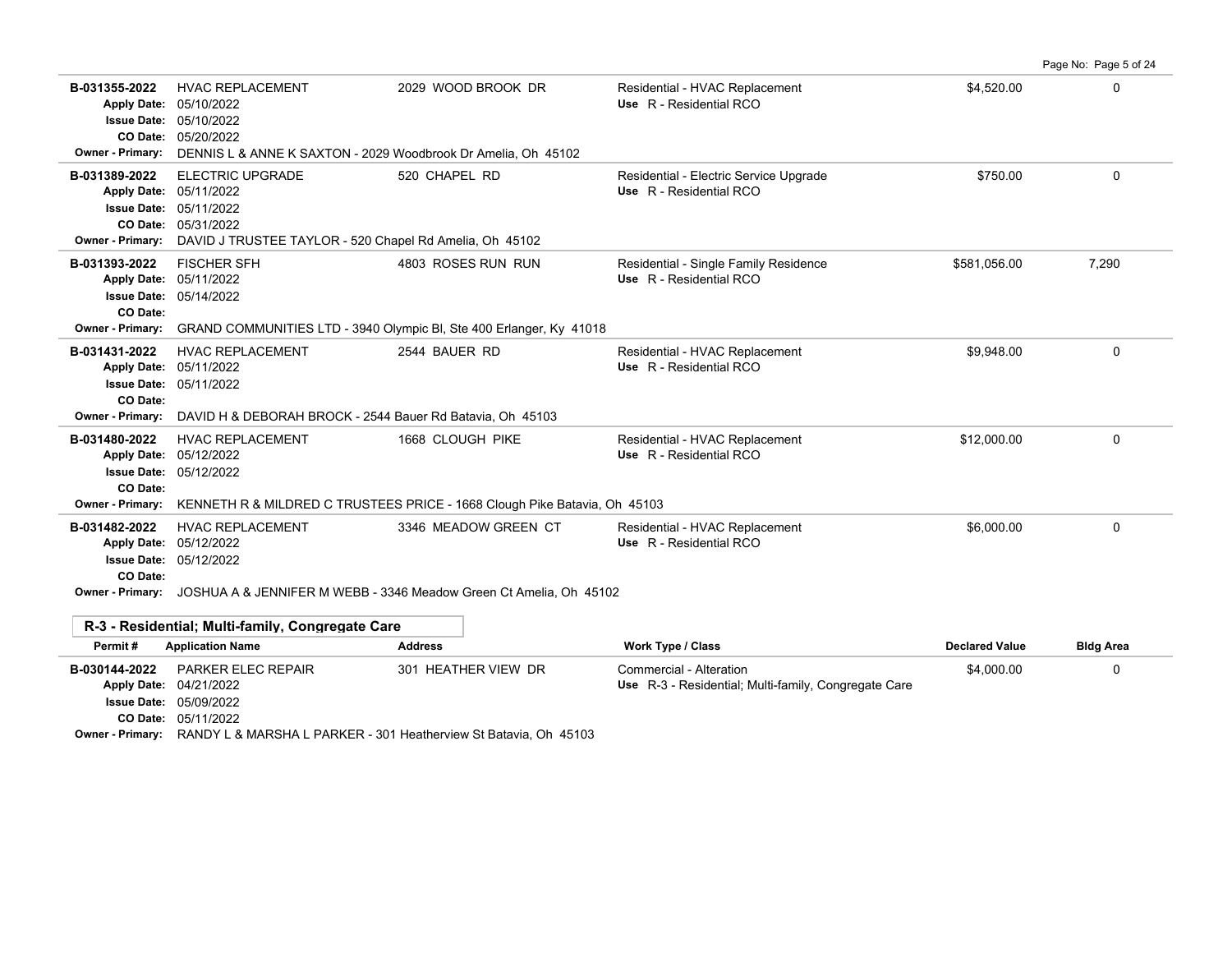| Permit # | Application Name | Address | Work Type / Class | Declared Value | Bldg Area |
|---|---|---|---|---|---|
| B-031355-2022 | HVAC REPLACEMENT | 2029 WOOD BROOK DR | Residential - HVAC Replacement<br>Use R - Residential RCO | $4,520.00 | 0 |
| Apply Date: 05/10/2022<br>Issue Date: 05/10/2022<br>CO Date: 05/20/2022 | | | | | |
| Owner - Primary: DENNIS L & ANNE K SAXTON - 2029 Woodbrook Dr Amelia, Oh 45102 | | | | | |
| B-031389-2022 | ELECTRIC UPGRADE | 520 CHAPEL RD | Residential - Electric Service Upgrade<br>Use R - Residential RCO | $750.00 | 0 |
| Apply Date: 05/11/2022<br>Issue Date: 05/11/2022<br>CO Date: 05/31/2022 | | | | | |
| Owner - Primary: DAVID J TRUSTEE TAYLOR - 520 Chapel Rd Amelia, Oh 45102 | | | | | |
| B-031393-2022 | FISCHER SFH | 4803 ROSES RUN RUN | Residential - Single Family Residence<br>Use R - Residential RCO | $581,056.00 | 7,290 |
| Apply Date: 05/11/2022<br>Issue Date: 05/14/2022<br>CO Date: | | | | | |
| Owner - Primary: GRAND COMMUNITIES LTD - 3940 Olympic Bl, Ste 400 Erlanger, Ky 41018 | | | | | |
| B-031431-2022 | HVAC REPLACEMENT | 2544 BAUER RD | Residential - HVAC Replacement<br>Use R - Residential RCO | $9,948.00 | 0 |
| Apply Date: 05/11/2022<br>Issue Date: 05/11/2022<br>CO Date: | | | | | |
| Owner - Primary: DAVID H & DEBORAH BROCK - 2544 Bauer Rd Batavia, Oh 45103 | | | | | |
| B-031480-2022 | HVAC REPLACEMENT | 1668 CLOUGH PIKE | Residential - HVAC Replacement<br>Use R - Residential RCO | $12,000.00 | 0 |
| Apply Date: 05/12/2022<br>Issue Date: 05/12/2022<br>CO Date: | | | | | |
| Owner - Primary: KENNETH R & MILDRED C TRUSTEES PRICE - 1668 Clough Pike Batavia, Oh 45103 | | | | | |
| B-031482-2022 | HVAC REPLACEMENT | 3346 MEADOW GREEN CT | Residential - HVAC Replacement<br>Use R - Residential RCO | $6,000.00 | 0 |
| Apply Date: 05/12/2022<br>Issue Date: 05/12/2022<br>CO Date: | | | | | |
| Owner - Primary: JOSHUA A & JENNIFER M WEBB - 3346 Meadow Green Ct Amelia, Oh 45102 | | | | | |

## R-3 - Residential; Multi-family, Congregate Care

| Permit # | Application Name | Address | Work Type / Class | Declared Value | Bldg Area |
|---|---|---|---|---|---|
| B-030144-2022 | PARKER ELEC REPAIR | 301 HEATHER VIEW DR | Commercial - Alteration<br>Use R-3 - Residential; Multi-family, Congregate Care | $4,000.00 | 0 |
| Apply Date: 04/21/2022<br>Issue Date: 05/09/2022<br>CO Date: 05/11/2022 | | | | | |
| Owner - Primary: RANDY L & MARSHA L PARKER - 301 Heatherview St Batavia, Oh 45103 | | | | | |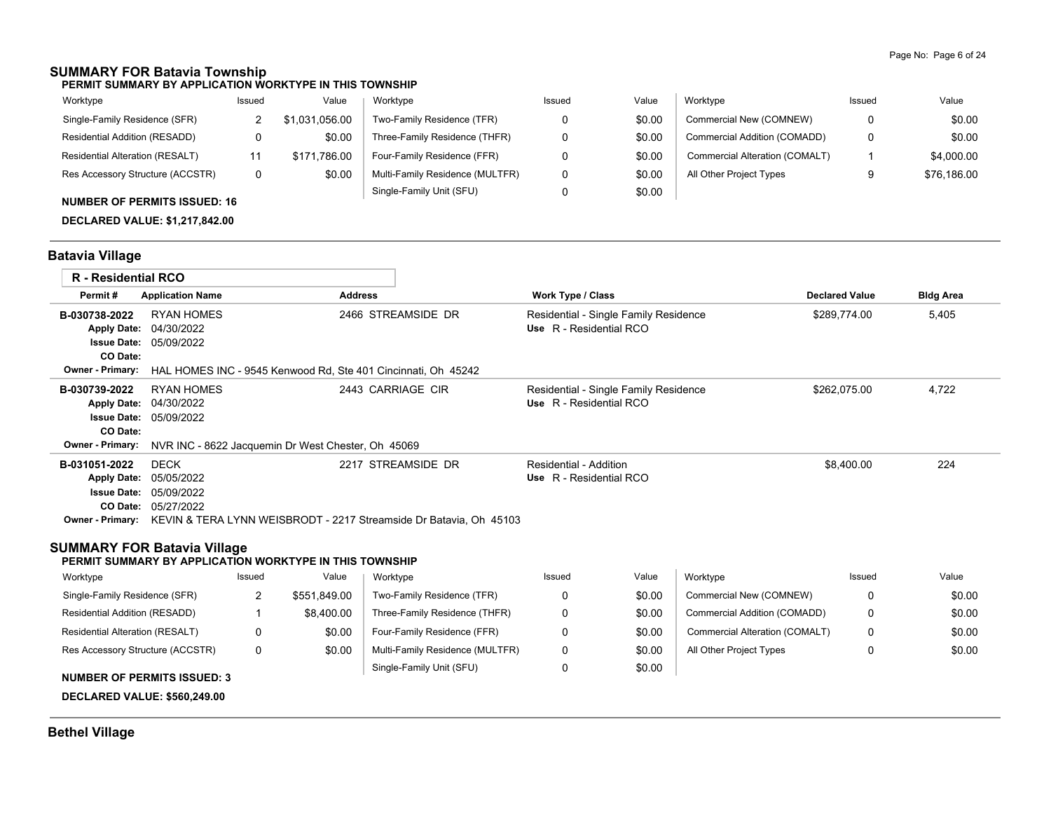## SUMMARY FOR Batavia Township

**PERMIT SUMMARY BY APPLICATION WORKTYPE IN THIS TOWNSHIP**

| Worktype | Issued | Value | Worktype | Issued | Value | Worktype | Issued | Value |
|---|---|---|---|---|---|---|---|---|
| Single-Family Residence (SFR) | 2 | $1,031,056.00 | Two-Family Residence (TFR) | 0 | $0.00 | Commercial New (COMNEW) | 0 | $0.00 |
| Residential Addition (RESADD) | 0 | $0.00 | Three-Family Residence (THFR) | 0 | $0.00 | Commercial Addition (COMADD) | 0 | $0.00 |
| Residential Alteration (RESALT) | 11 | $171,786.00 | Four-Family Residence (FFR) | 0 | $0.00 | Commercial Alteration (COMALT) | 1 | $4,000.00 |
| Res Accessory Structure (ACCSTR) | 0 | $0.00 | Multi-Family Residence (MULTFR) | 0 | $0.00 | All Other Project Types | 9 | $76,186.00 |
| | | | Single-Family Unit (SFU) | 0 | $0.00 | | | |

**NUMBER OF PERMITS ISSUED: 16**

**DECLARED VALUE: $1,217,842.00**

## Batavia Village

### R - Residential RCO

| Permit # | Application Name | Address | Work Type / Class | Declared Value | Bldg Area |
|---|---|---|---|---|---|
| B-030738-2022 | RYAN HOMES | 2466 STREAMSIDE DR | Residential - Single Family Residence<br>Use R - Residential RCO | $289,774.00 | 5,405 |
| Apply Date: | 04/30/2022 | | | | |
| Issue Date: | 05/09/2022 | | | | |
| CO Date: | | | | | |
| Owner - Primary: | HAL HOMES INC - 9545 Kenwood Rd, Ste 401 Cincinnati, Oh 45242 | | | | |
| B-030739-2022 | RYAN HOMES | 2443 CARRIAGE CIR | Residential - Single Family Residence<br>Use R - Residential RCO | $262,075.00 | 4,722 |
| Apply Date: | 04/30/2022 | | | | |
| Issue Date: | 05/09/2022 | | | | |
| CO Date: | | | | | |
| Owner - Primary: | NVR INC - 8622 Jacquemin Dr West Chester, Oh 45069 | | | | |
| B-031051-2022 | DECK | 2217 STREAMSIDE DR | Residential - Addition<br>Use R - Residential RCO | $8,400.00 | 224 |
| Apply Date: | 05/05/2022 | | | | |
| Issue Date: | 05/09/2022 | | | | |
| CO Date: | 05/27/2022 | | | | |
| Owner - Primary: | KEVIN & TERA LYNN WEISBRODT - 2217 Streamside Dr Batavia, Oh 45103 | | | | |

## SUMMARY FOR Batavia Village

**PERMIT SUMMARY BY APPLICATION WORKTYPE IN THIS TOWNSHIP**

| Worktype | Issued | Value | Worktype | Issued | Value | Worktype | Issued | Value |
|---|---|---|---|---|---|---|---|---|
| Single-Family Residence (SFR) | 2 | $551,849.00 | Two-Family Residence (TFR) | 0 | $0.00 | Commercial New (COMNEW) | 0 | $0.00 |
| Residential Addition (RESADD) | 1 | $8,400.00 | Three-Family Residence (THFR) | 0 | $0.00 | Commercial Addition (COMADD) | 0 | $0.00 |
| Residential Alteration (RESALT) | 0 | $0.00 | Four-Family Residence (FFR) | 0 | $0.00 | Commercial Alteration (COMALT) | 0 | $0.00 |
| Res Accessory Structure (ACCSTR) | 0 | $0.00 | Multi-Family Residence (MULTFR) | 0 | $0.00 | All Other Project Types | 0 | $0.00 |
| | | | Single-Family Unit (SFU) | 0 | $0.00 | | | |

**NUMBER OF PERMITS ISSUED: 3**

**DECLARED VALUE: $560,249.00**

## Bethel Village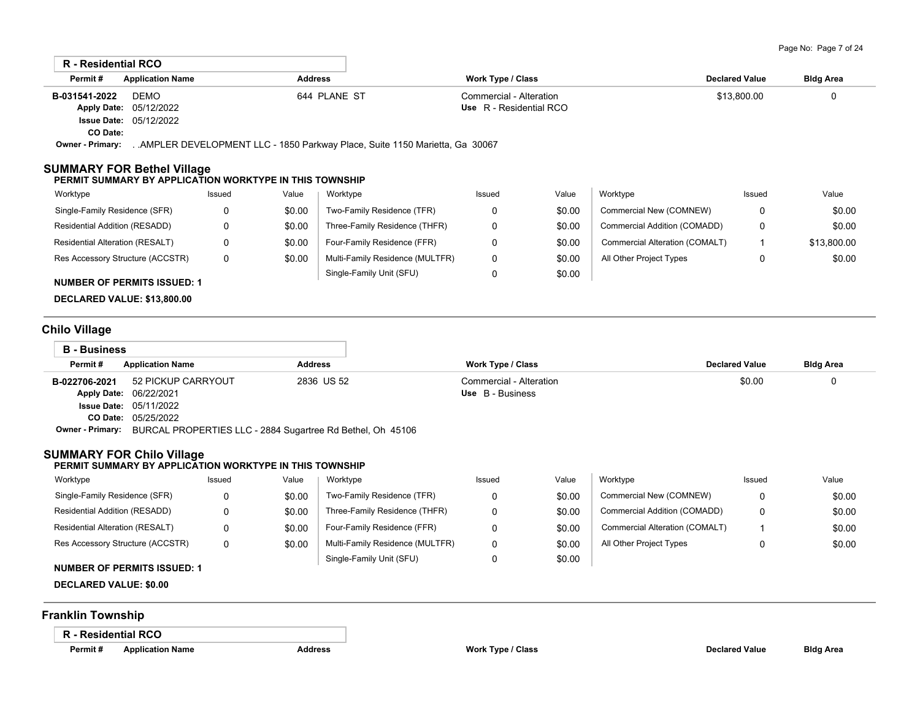**R - Residential RCO**

| Permit # | Application Name | Address | Work Type / Class | Declared Value | Bldg Area |
|---|---|---|---|---|---|
| B-031541-2022 | DEMO | 644 PLANE ST | Commercial - Alteration | $13,800.00 | 0 |
| Apply Date: | 05/12/2022 | | Use R - Residential RCO | | |
| Issue Date: | 05/12/2022 | | | | |
| CO Date: | | | | | |
| Owner - Primary: | . .AMPLER DEVELOPMENT LLC - 1850 Parkway Place, Suite 1150 Marietta, Ga 30067 | | | | |

## SUMMARY FOR Bethel Village

**PERMIT SUMMARY BY APPLICATION WORKTYPE IN THIS TOWNSHIP**

| Worktype | Issued | Value | Worktype | Issued | Value | Worktype | Issued | Value |
|---|---|---|---|---|---|---|---|---|
| Single-Family Residence (SFR) | 0 | $0.00 | Two-Family Residence (TFR) | 0 | $0.00 | Commercial New (COMNEW) | 0 | $0.00 |
| Residential Addition (RESADD) | 0 | $0.00 | Three-Family Residence (THFR) | 0 | $0.00 | Commercial Addition (COMADD) | 0 | $0.00 |
| Residential Alteration (RESALT) | 0 | $0.00 | Four-Family Residence (FFR) | 0 | $0.00 | Commercial Alteration (COMALT) | 1 | $13,800.00 |
| Res Accessory Structure (ACCSTR) | 0 | $0.00 | Multi-Family Residence (MULTFR) | 0 | $0.00 | All Other Project Types | 0 | $0.00 |
| | | | Single-Family Unit (SFU) | 0 | $0.00 | | | |

**NUMBER OF PERMITS ISSUED: 1**

**DECLARED VALUE: $13,800.00**

## Chilo Village

**B - Business**

| Permit # | Application Name | Address | Work Type / Class | Declared Value | Bldg Area |
|---|---|---|---|---|---|
| B-022706-2021 | 52 PICKUP CARRYOUT | 2836 US 52 | Commercial - Alteration | $0.00 | 0 |
| Apply Date: | 06/22/2021 | | Use B - Business | | |
| Issue Date: | 05/11/2022 | | | | |
| CO Date: | 05/25/2022 | | | | |
| Owner - Primary: | BURCAL PROPERTIES LLC - 2884 Sugartree Rd Bethel, Oh 45106 | | | | |

## SUMMARY FOR Chilo Village

**PERMIT SUMMARY BY APPLICATION WORKTYPE IN THIS TOWNSHIP**

| Worktype | Issued | Value | Worktype | Issued | Value | Worktype | Issued | Value |
|---|---|---|---|---|---|---|---|---|
| Single-Family Residence (SFR) | 0 | $0.00 | Two-Family Residence (TFR) | 0 | $0.00 | Commercial New (COMNEW) | 0 | $0.00 |
| Residential Addition (RESADD) | 0 | $0.00 | Three-Family Residence (THFR) | 0 | $0.00 | Commercial Addition (COMADD) | 0 | $0.00 |
| Residential Alteration (RESALT) | 0 | $0.00 | Four-Family Residence (FFR) | 0 | $0.00 | Commercial Alteration (COMALT) | 1 | $0.00 |
| Res Accessory Structure (ACCSTR) | 0 | $0.00 | Multi-Family Residence (MULTFR) | 0 | $0.00 | All Other Project Types | 0 | $0.00 |
| | | | Single-Family Unit (SFU) | 0 | $0.00 | | | |

**NUMBER OF PERMITS ISSUED: 1**

**DECLARED VALUE: $0.00**

## Franklin Township

**R - Residential RCO**

| Permit # | Application Name | Address | Work Type / Class | Declared Value | Bldg Area |
|---|---|---|---|---|---|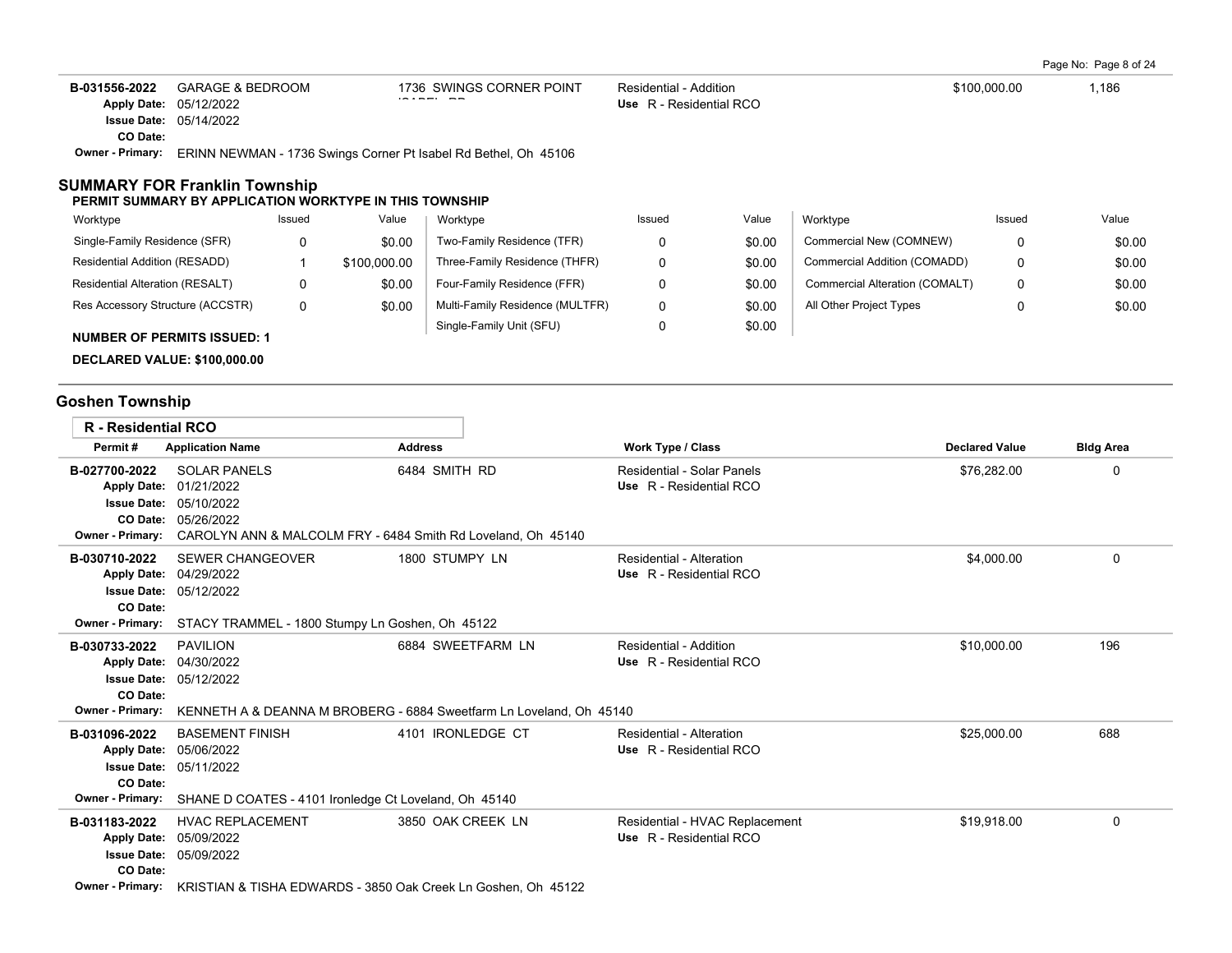| Permit # | Application Name | Address | Work Type / Class | Declared Value | Bldg Area |
|---|---|---|---|---|---|
| B-031556-2022 | GARAGE & BEDROOM | 1736 SWINGS CORNER POINT ISABEL RD | Residential - Addition | $100,000.00 | 1,186 |
| Apply Date: 05/12/2022 | | | Use R - Residential RCO | | |
| Issue Date: 05/14/2022 | | | | | |
| CO Date: | | | | | |
| Owner - Primary: ERINN NEWMAN - 1736 Swings Corner Pt Isabel Rd Bethel, Oh 45106 | | | | | |

## SUMMARY FOR Franklin Township

**PERMIT SUMMARY BY APPLICATION WORKTYPE IN THIS TOWNSHIP**

| Worktype | Issued | Value | Worktype | Issued | Value | Worktype | Issued | Value |
|---|---|---|---|---|---|---|---|---|
| Single-Family Residence (SFR) | 0 | $0.00 | Two-Family Residence (TFR) | 0 | $0.00 | Commercial New (COMNEW) | 0 | $0.00 |
| Residential Addition (RESADD) | 1 | $100,000.00 | Three-Family Residence (THFR) | 0 | $0.00 | Commercial Addition (COMADD) | 0 | $0.00 |
| Residential Alteration (RESALT) | 0 | $0.00 | Four-Family Residence (FFR) | 0 | $0.00 | Commercial Alteration (COMALT) | 0 | $0.00 |
| Res Accessory Structure (ACCSTR) | 0 | $0.00 | Multi-Family Residence (MULTFR) | 0 | $0.00 | All Other Project Types | 0 | $0.00 |
| | | | Single-Family Unit (SFU) | 0 | $0.00 | | | |

**NUMBER OF PERMITS ISSUED: 1**

**DECLARED VALUE: $100,000.00**

## Goshen Township

**R - Residential RCO**

| Permit # | Application Name | Address | Work Type / Class | Declared Value | Bldg Area |
|---|---|---|---|---|---|
| B-027700-2022 | SOLAR PANELS | 6484 SMITH RD | Residential - Solar Panels | $76,282.00 | 0 |
| Apply Date: 01/21/2022 | | | Use R - Residential RCO | | |
| Issue Date: 05/10/2022 | | | | | |
| CO Date: 05/26/2022 | | | | | |
| Owner - Primary: CAROLYN ANN & MALCOLM FRY - 6484 Smith Rd Loveland, Oh 45140 | | | | | |
| B-030710-2022 | SEWER CHANGEOVER | 1800 STUMPY LN | Residential - Alteration | $4,000.00 | 0 |
| Apply Date: 04/29/2022 | | | Use R - Residential RCO | | |
| Issue Date: 05/12/2022 | | | | | |
| CO Date: | | | | | |
| Owner - Primary: STACY TRAMMEL - 1800 Stumpy Ln Goshen, Oh 45122 | | | | | |
| B-030733-2022 | PAVILION | 6884 SWEETFARM LN | Residential - Addition | $10,000.00 | 196 |
| Apply Date: 04/30/2022 | | | Use R - Residential RCO | | |
| Issue Date: 05/12/2022 | | | | | |
| CO Date: | | | | | |
| Owner - Primary: KENNETH A & DEANNA M BROBERG - 6884 Sweetfarm Ln Loveland, Oh 45140 | | | | | |
| B-031096-2022 | BASEMENT FINISH | 4101 IRONLEDGE CT | Residential - Alteration | $25,000.00 | 688 |
| Apply Date: 05/06/2022 | | | Use R - Residential RCO | | |
| Issue Date: 05/11/2022 | | | | | |
| CO Date: | | | | | |
| Owner - Primary: SHANE D COATES - 4101 Ironledge Ct Loveland, Oh 45140 | | | | | |
| B-031183-2022 | HVAC REPLACEMENT | 3850 OAK CREEK LN | Residential - HVAC Replacement | $19,918.00 | 0 |
| Apply Date: 05/09/2022 | | | Use R - Residential RCO | | |
| Issue Date: 05/09/2022 | | | | | |
| CO Date: | | | | | |
| Owner - Primary: KRISTIAN & TISHA EDWARDS - 3850 Oak Creek Ln Goshen, Oh 45122 | | | | | |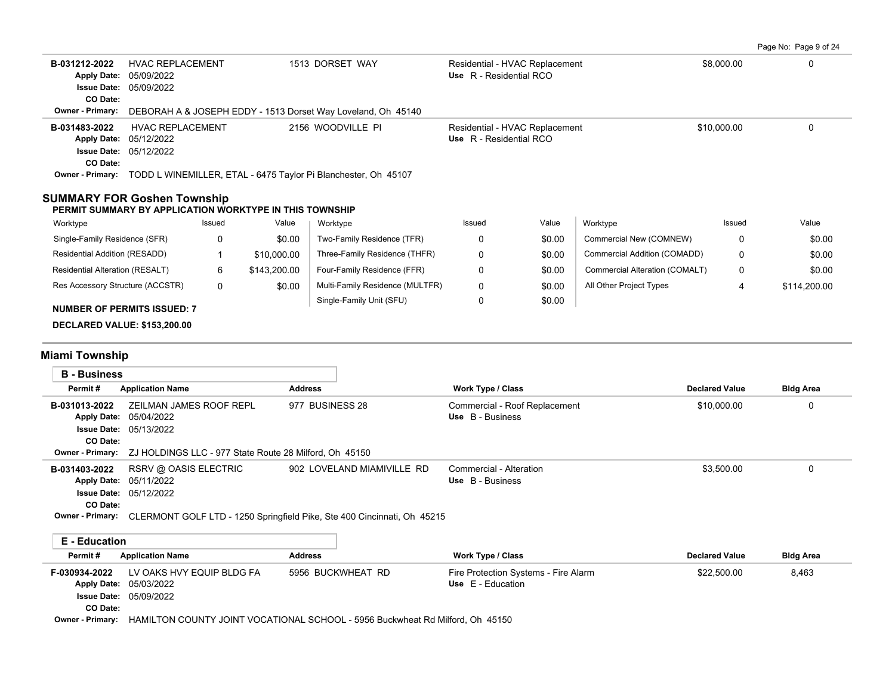| Permit # | Application Name | Address | Work Type / Class | Declared Value | Bldg Area |
|---|---|---|---|---|---|
| B-031212-2022 | HVAC REPLACEMENT | 1513 DORSET WAY | Residential - HVAC Replacement | $8,000.00 | 0 |
| Apply Date: 05/09/2022 | | | Use R - Residential RCO | | |
| Issue Date: 05/09/2022 | | | | | |
| CO Date: | | | | | |
| Owner - Primary: | DEBORAH A & JOSEPH EDDY - 1513 Dorset Way Loveland, Oh 45140 | | | | |
| B-031483-2022 | HVAC REPLACEMENT | 2156 WOODVILLE PI | Residential - HVAC Replacement | $10,000.00 | 0 |
| Apply Date: 05/12/2022 | | | Use R - Residential RCO | | |
| Issue Date: 05/12/2022 | | | | | |
| CO Date: | | | | | |
| Owner - Primary: | TODD L WINEMILLER, ETAL - 6475 Taylor Pi Blanchester, Oh 45107 | | | | |

## SUMMARY FOR Goshen Township

**PERMIT SUMMARY BY APPLICATION WORKTYPE IN THIS TOWNSHIP**

| Worktype | Issued | Value | Worktype | Issued | Value | Worktype | Issued | Value |
|---|---|---|---|---|---|---|---|---|
| Single-Family Residence (SFR) | 0 | $0.00 | Two-Family Residence (TFR) | 0 | $0.00 | Commercial New (COMNEW) | 0 | $0.00 |
| Residential Addition (RESADD) | 1 | $10,000.00 | Three-Family Residence (THFR) | 0 | $0.00 | Commercial Addition (COMADD) | 0 | $0.00 |
| Residential Alteration (RESALT) | 6 | $143,200.00 | Four-Family Residence (FFR) | 0 | $0.00 | Commercial Alteration (COMALT) | 0 | $0.00 |
| Res Accessory Structure (ACCSTR) | 0 | $0.00 | Multi-Family Residence (MULTFR) | 0 | $0.00 | All Other Project Types | 4 | $114,200.00 |
| | | | Single-Family Unit (SFU) | 0 | $0.00 | | | |

**NUMBER OF PERMITS ISSUED: 7**

**DECLARED VALUE: $153,200.00**

## Miami Township

### B - Business

| Permit # | Application Name | Address | Work Type / Class | Declared Value | Bldg Area |
|---|---|---|---|---|---|
| B-031013-2022 | ZEILMAN JAMES ROOF REPL | 977 BUSINESS 28 | Commercial - Roof Replacement | $10,000.00 | 0 |
| Apply Date: 05/04/2022 | | | Use B - Business | | |
| Issue Date: 05/13/2022 | | | | | |
| CO Date: | | | | | |
| Owner - Primary: | ZJ HOLDINGS LLC - 977 State Route 28 Milford, Oh 45150 | | | | |
| B-031403-2022 | RSRV @ OASIS ELECTRIC | 902 LOVELAND MIAMIVILLE RD | Commercial - Alteration | $3,500.00 | 0 |
| Apply Date: 05/11/2022 | | | Use B - Business | | |
| Issue Date: 05/12/2022 | | | | | |
| CO Date: | | | | | |
| Owner - Primary: | CLERMONT GOLF LTD - 1250 Springfield Pike, Ste 400 Cincinnati, Oh 45215 | | | | |

### E - Education

| Permit # | Application Name | Address | Work Type / Class | Declared Value | Bldg Area |
|---|---|---|---|---|---|
| F-030934-2022 | LV OAKS HVY EQUIP BLDG FA | 5956 BUCKWHEAT RD | Fire Protection Systems - Fire Alarm | $22,500.00 | 8,463 |
| Apply Date: 05/03/2022 | | | Use E - Education | | |
| Issue Date: 05/09/2022 | | | | | |
| CO Date: | | | | | |
| Owner - Primary: | HAMILTON COUNTY JOINT VOCATIONAL SCHOOL - 5956 Buckwheat Rd Milford, Oh 45150 | | | | |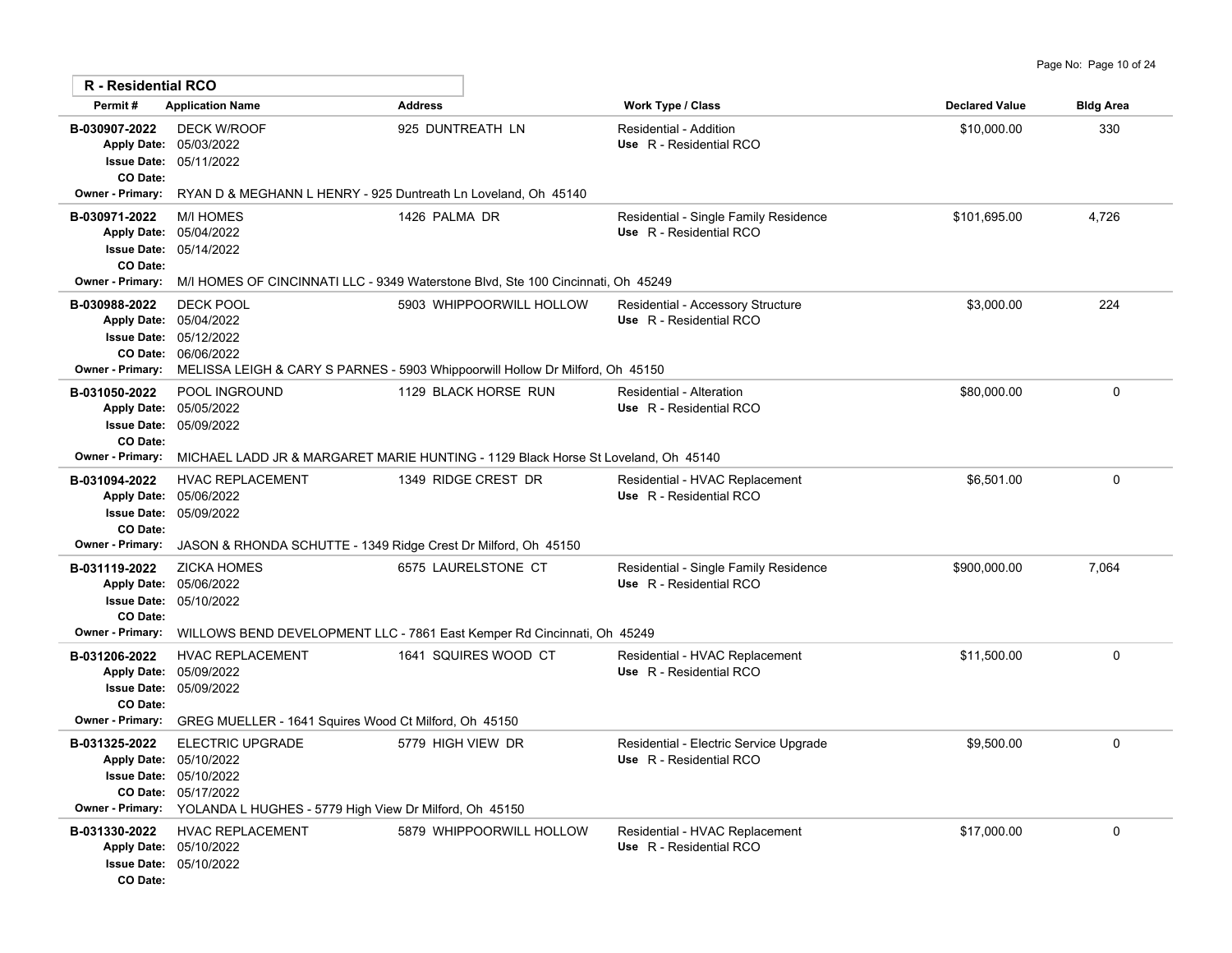## R - Residential RCO

| Permit # | Application Name | Address | Work Type / Class | Declared Value | Bldg Area |
|---|---|---|---|---|---|
| B-030907-2022 | DECK W/ROOF | 925 DUNTREATH LN | Residential - Addition<br>Use R - Residential RCO | $10,000.00 | 330 |
| Apply Date: 05/03/2022<br>Issue Date: 05/11/2022<br>CO Date: | | | | | |
| Owner - Primary: | RYAN D & MEGHANN L HENRY - 925 Duntreath Ln Loveland, Oh 45140 | | | | |
| B-030971-2022 | M/I HOMES | 1426 PALMA DR | Residential - Single Family Residence<br>Use R - Residential RCO | $101,695.00 | 4,726 |
| Apply Date: 05/04/2022<br>Issue Date: 05/14/2022<br>CO Date: | | | | | |
| Owner - Primary: | M/I HOMES OF CINCINNATI LLC - 9349 Waterstone Blvd, Ste 100 Cincinnati, Oh 45249 | | | | |
| B-030988-2022 | DECK POOL | 5903 WHIPPOORWILL HOLLOW | Residential - Accessory Structure<br>Use R - Residential RCO | $3,000.00 | 224 |
| Apply Date: 05/04/2022<br>Issue Date: 05/12/2022<br>CO Date: 06/06/2022 | | | | | |
| Owner - Primary: | MELISSA LEIGH & CARY S PARNES - 5903 Whippoorwill Hollow Dr Milford, Oh 45150 | | | | |
| B-031050-2022 | POOL INGROUND | 1129 BLACK HORSE RUN | Residential - Alteration<br>Use R - Residential RCO | $80,000.00 | 0 |
| Apply Date: 05/05/2022<br>Issue Date: 05/09/2022<br>CO Date: | | | | | |
| Owner - Primary: | MICHAEL LADD JR & MARGARET MARIE HUNTING - 1129 Black Horse St Loveland, Oh 45140 | | | | |
| B-031094-2022 | HVAC REPLACEMENT | 1349 RIDGE CREST DR | Residential - HVAC Replacement<br>Use R - Residential RCO | $6,501.00 | 0 |
| Apply Date: 05/06/2022<br>Issue Date: 05/09/2022<br>CO Date: | | | | | |
| Owner - Primary: | JASON & RHONDA SCHUTTE - 1349 Ridge Crest Dr Milford, Oh 45150 | | | | |
| B-031119-2022 | ZICKA HOMES | 6575 LAURELSTONE CT | Residential - Single Family Residence<br>Use R - Residential RCO | $900,000.00 | 7,064 |
| Apply Date: 05/06/2022<br>Issue Date: 05/10/2022<br>CO Date: | | | | | |
| Owner - Primary: | WILLOWS BEND DEVELOPMENT LLC - 7861 East Kemper Rd Cincinnati, Oh 45249 | | | | |
| B-031206-2022 | HVAC REPLACEMENT | 1641 SQUIRES WOOD CT | Residential - HVAC Replacement<br>Use R - Residential RCO | $11,500.00 | 0 |
| Apply Date: 05/09/2022<br>Issue Date: 05/09/2022<br>CO Date: | | | | | |
| Owner - Primary: | GREG MUELLER - 1641 Squires Wood Ct Milford, Oh 45150 | | | | |
| B-031325-2022 | ELECTRIC UPGRADE | 5779 HIGH VIEW DR | Residential - Electric Service Upgrade<br>Use R - Residential RCO | $9,500.00 | 0 |
| Apply Date: 05/10/2022<br>Issue Date: 05/10/2022<br>CO Date: 05/17/2022 | | | | | |
| Owner - Primary: | YOLANDA L HUGHES - 5779 High View Dr Milford, Oh 45150 | | | | |
| B-031330-2022 | HVAC REPLACEMENT | 5879 WHIPPOORWILL HOLLOW | Residential - HVAC Replacement<br>Use R - Residential RCO | $17,000.00 | 0 |
| Apply Date: 05/10/2022<br>Issue Date: 05/10/2022<br>CO Date: | | | | | |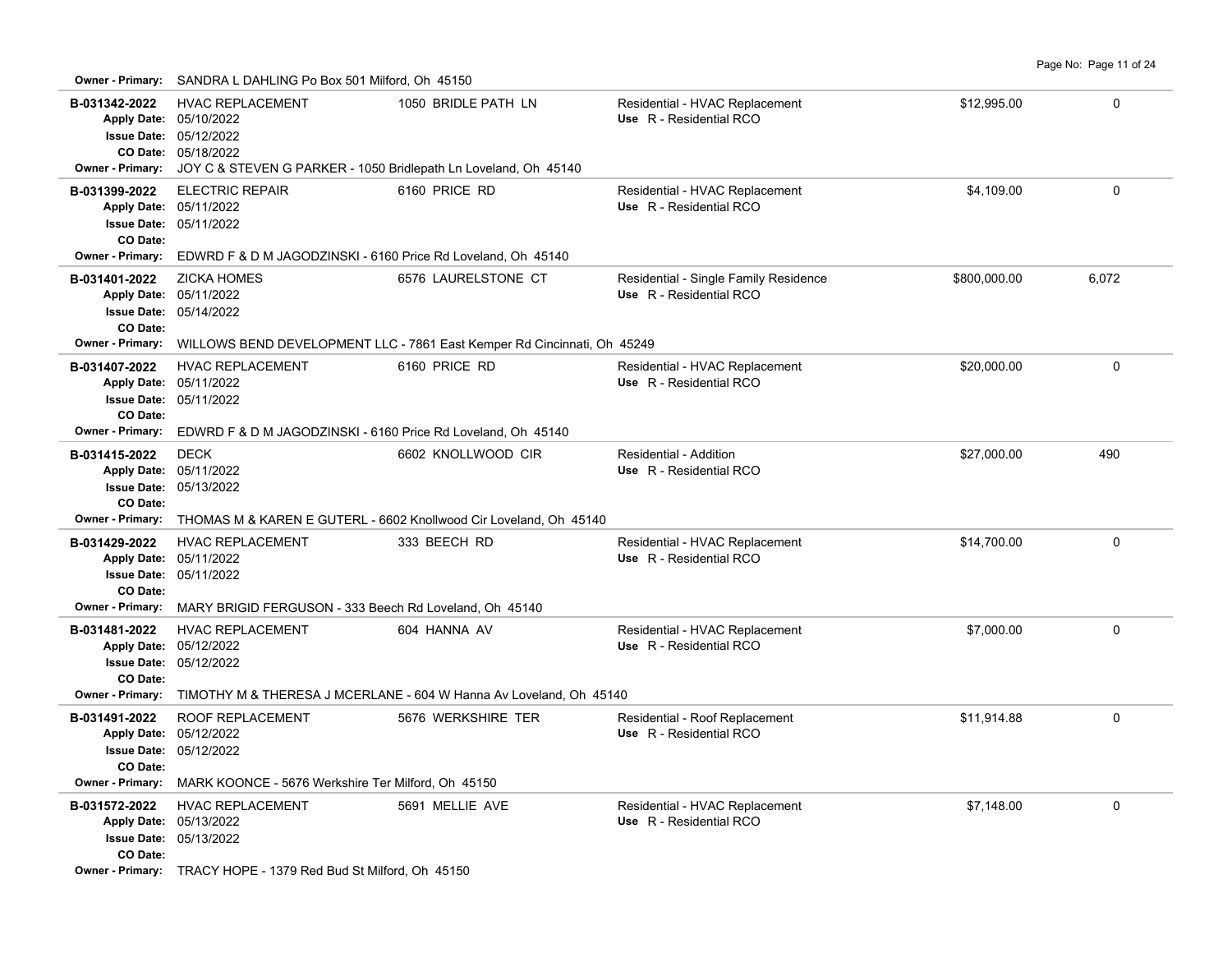**Owner - Primary:** SANDRA L DAHLING Po Box 501 Milford, Oh 45150

| Permit | Description | Address | Type / Use | Valuation | Sq Ft |
|---|---|---|---|---|---|
| **B-031342-2022**<br>Apply Date: 05/10/2022<br>Issue Date: 05/12/2022<br>CO Date: 05/18/2022 | HVAC REPLACEMENT | 1050 BRIDLE PATH LN | Residential - HVAC Replacement<br>Use R - Residential RCO | $12,995.00 | 0 |
| Owner - Primary: JOY C & STEVEN G PARKER - 1050 Bridlepath Ln Loveland, Oh 45140 | | | | | |
| **B-031399-2022**<br>Apply Date: 05/11/2022<br>Issue Date: 05/11/2022<br>CO Date: | ELECTRIC REPAIR | 6160 PRICE RD | Residential - HVAC Replacement<br>Use R - Residential RCO | $4,109.00 | 0 |
| Owner - Primary: EDWRD F & D M JAGODZINSKI - 6160 Price Rd Loveland, Oh 45140 | | | | | |
| **B-031401-2022**<br>Apply Date: 05/11/2022<br>Issue Date: 05/14/2022<br>CO Date: | ZICKA HOMES | 6576 LAURELSTONE CT | Residential - Single Family Residence<br>Use R - Residential RCO | $800,000.00 | 6,072 |
| Owner - Primary: WILLOWS BEND DEVELOPMENT LLC - 7861 East Kemper Rd Cincinnati, Oh 45249 | | | | | |
| **B-031407-2022**<br>Apply Date: 05/11/2022<br>Issue Date: 05/11/2022<br>CO Date: | HVAC REPLACEMENT | 6160 PRICE RD | Residential - HVAC Replacement<br>Use R - Residential RCO | $20,000.00 | 0 |
| Owner - Primary: EDWRD F & D M JAGODZINSKI - 6160 Price Rd Loveland, Oh 45140 | | | | | |
| **B-031415-2022**<br>Apply Date: 05/11/2022<br>Issue Date: 05/13/2022<br>CO Date: | DECK | 6602 KNOLLWOOD CIR | Residential - Addition<br>Use R - Residential RCO | $27,000.00 | 490 |
| Owner - Primary: THOMAS M & KAREN E GUTERL - 6602 Knollwood Cir Loveland, Oh 45140 | | | | | |
| **B-031429-2022**<br>Apply Date: 05/11/2022<br>Issue Date: 05/11/2022<br>CO Date: | HVAC REPLACEMENT | 333 BEECH RD | Residential - HVAC Replacement<br>Use R - Residential RCO | $14,700.00 | 0 |
| Owner - Primary: MARY BRIGID FERGUSON - 333 Beech Rd Loveland, Oh 45140 | | | | | |
| **B-031481-2022**<br>Apply Date: 05/12/2022<br>Issue Date: 05/12/2022<br>CO Date: | HVAC REPLACEMENT | 604 HANNA AV | Residential - HVAC Replacement<br>Use R - Residential RCO | $7,000.00 | 0 |
| Owner - Primary: TIMOTHY M & THERESA J MCERLANE - 604 W Hanna Av Loveland, Oh 45140 | | | | | |
| **B-031491-2022**<br>Apply Date: 05/12/2022<br>Issue Date: 05/12/2022<br>CO Date: | ROOF REPLACEMENT | 5676 WERKSHIRE TER | Residential - Roof Replacement<br>Use R - Residential RCO | $11,914.88 | 0 |
| Owner - Primary: MARK KOONCE - 5676 Werkshire Ter Milford, Oh 45150 | | | | | |
| **B-031572-2022**<br>Apply Date: 05/13/2022<br>Issue Date: 05/13/2022<br>CO Date: | HVAC REPLACEMENT | 5691 MELLIE AVE | Residential - HVAC Replacement<br>Use R - Residential RCO | $7,148.00 | 0 |
| Owner - Primary: TRACY HOPE - 1379 Red Bud St Milford, Oh 45150 | | | | | |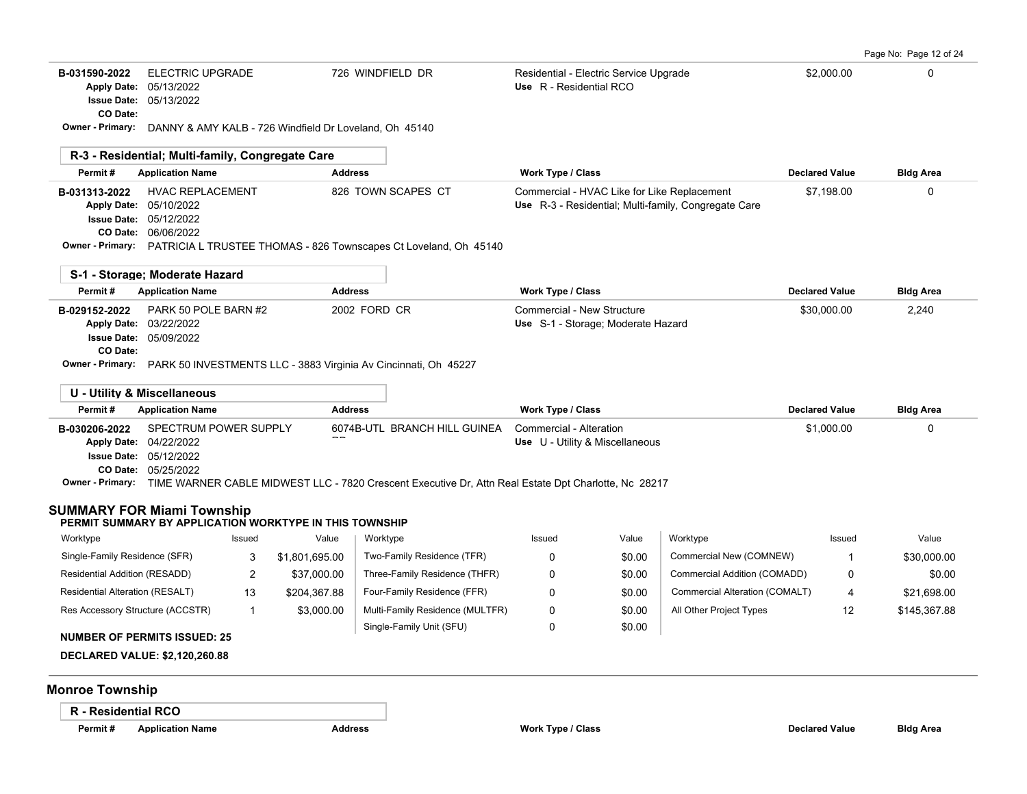| Permit # | Application Name | Address | Work Type / Class | Declared Value | Bldg Area |
|---|---|---|---|---|---|
| B-031590-2022 | ELECTRIC UPGRADE | 726 WINDFIELD DR | Residential - Electric Service Upgrade | $2,000.00 | 0 |
| Apply Date: 05/13/2022 | | | Use R - Residential RCO | | |
| Issue Date: 05/13/2022 | | | | | |
| CO Date: | | | | | |
| Owner - Primary: DANNY & AMY KALB - 726 Windfield Dr Loveland, Oh 45140 | | | | | |

### R-3 - Residential; Multi-family, Congregate Care

| Permit # | Application Name | Address | Work Type / Class | Declared Value | Bldg Area |
|---|---|---|---|---|---|
| B-031313-2022 | HVAC REPLACEMENT | 826 TOWN SCAPES CT | Commercial - HVAC Like for Like Replacement | $7,198.00 | 0 |
| Apply Date: 05/10/2022 | | | Use R-3 - Residential; Multi-family, Congregate Care | | |
| Issue Date: 05/12/2022 | | | | | |
| CO Date: 06/06/2022 | | | | | |
| Owner - Primary: PATRICIA L TRUSTEE THOMAS - 826 Townscapes Ct Loveland, Oh 45140 | | | | | |

### S-1 - Storage; Moderate Hazard

| Permit # | Application Name | Address | Work Type / Class | Declared Value | Bldg Area |
|---|---|---|---|---|---|
| B-029152-2022 | PARK 50 POLE BARN #2 | 2002 FORD CR | Commercial - New Structure | $30,000.00 | 2,240 |
| Apply Date: 03/22/2022 | | | Use S-1 - Storage; Moderate Hazard | | |
| Issue Date: 05/09/2022 | | | | | |
| CO Date: | | | | | |
| Owner - Primary: PARK 50 INVESTMENTS LLC - 3883 Virginia Av Cincinnati, Oh 45227 | | | | | |

### U - Utility & Miscellaneous

| Permit # | Application Name | Address | Work Type / Class | Declared Value | Bldg Area |
|---|---|---|---|---|---|
| B-030206-2022 | SPECTRUM POWER SUPPLY | 6074B-UTL BRANCH HILL GUINEA RD | Commercial - Alteration | $1,000.00 | 0 |
| Apply Date: 04/22/2022 | | | Use U - Utility & Miscellaneous | | |
| Issue Date: 05/12/2022 | | | | | |
| CO Date: 05/25/2022 | | | | | |
| Owner - Primary: TIME WARNER CABLE MIDWEST LLC - 7820 Crescent Executive Dr, Attn Real Estate Dpt Charlotte, Nc 28217 | | | | | |

## SUMMARY FOR Miami Township

**PERMIT SUMMARY BY APPLICATION WORKTYPE IN THIS TOWNSHIP**

| Worktype | Issued | Value | Worktype | Issued | Value | Worktype | Issued | Value |
|---|---|---|---|---|---|---|---|---|
| Single-Family Residence (SFR) | 3 | $1,801,695.00 | Two-Family Residence (TFR) | 0 | $0.00 | Commercial New (COMNEW) | 1 | $30,000.00 |
| Residential Addition (RESADD) | 2 | $37,000.00 | Three-Family Residence (THFR) | 0 | $0.00 | Commercial Addition (COMADD) | 0 | $0.00 |
| Residential Alteration (RESALT) | 13 | $204,367.88 | Four-Family Residence (FFR) | 0 | $0.00 | Commercial Alteration (COMALT) | 4 | $21,698.00 |
| Res Accessory Structure (ACCSTR) | 1 | $3,000.00 | Multi-Family Residence (MULTFR) | 0 | $0.00 | All Other Project Types | 12 | $145,367.88 |
| | | | Single-Family Unit (SFU) | 0 | $0.00 | | | |

**NUMBER OF PERMITS ISSUED: 25**

**DECLARED VALUE: $2,120,260.88**

## Monroe Township

### R - Residential RCO

| Permit # | Application Name | Address | Work Type / Class | Declared Value | Bldg Area |
|---|---|---|---|---|---|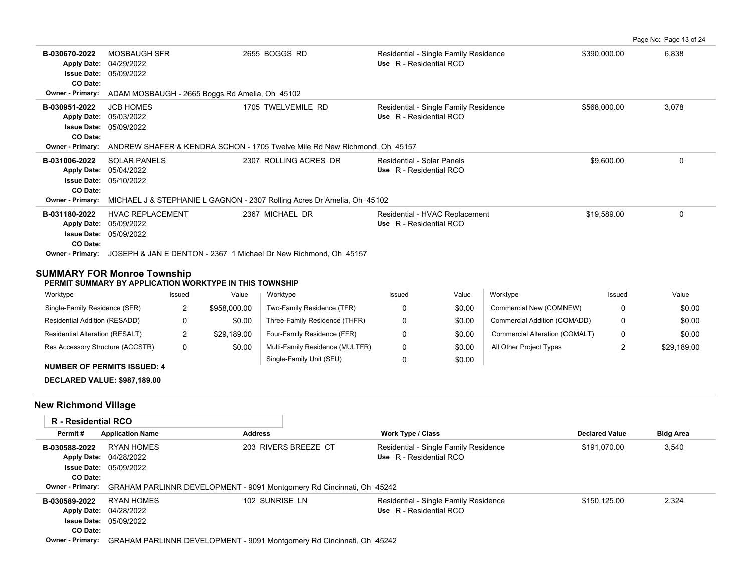| Permit # | Application Name | Address | Work Type / Class | Declared Value | Bldg Area |
|---|---|---|---|---|---|
| B-030670-2022 | MOSBAUGH SFR | 2655 BOGGS RD | Residential - Single Family Residence | $390,000.00 | 6,838 |
| Apply Date: 04/29/2022 | | | Use R - Residential RCO | | |
| Issue Date: 05/09/2022 | | | | | |
| CO Date: | | | | | |
| Owner - Primary: ADAM MOSBAUGH - 2665 Boggs Rd Amelia, Oh 45102 | | | | | |
| B-030951-2022 | JCB HOMES | 1705 TWELVEMILE RD | Residential - Single Family Residence | $568,000.00 | 3,078 |
| Apply Date: 05/03/2022 | | | Use R - Residential RCO | | |
| Issue Date: 05/09/2022 | | | | | |
| CO Date: | | | | | |
| Owner - Primary: ANDREW SHAFER & KENDRA SCHON - 1705 Twelve Mile Rd New Richmond, Oh 45157 | | | | | |
| B-031006-2022 | SOLAR PANELS | 2307 ROLLING ACRES DR | Residential - Solar Panels | $9,600.00 | 0 |
| Apply Date: 05/04/2022 | | | Use R - Residential RCO | | |
| Issue Date: 05/10/2022 | | | | | |
| CO Date: | | | | | |
| Owner - Primary: MICHAEL J & STEPHANIE L GAGNON - 2307 Rolling Acres Dr Amelia, Oh 45102 | | | | | |
| B-031180-2022 | HVAC REPLACEMENT | 2367 MICHAEL DR | Residential - HVAC Replacement | $19,589.00 | 0 |
| Apply Date: 05/09/2022 | | | Use R - Residential RCO | | |
| Issue Date: 05/09/2022 | | | | | |
| CO Date: | | | | | |
| Owner - Primary: JOSEPH & JAN E DENTON - 2367 1 Michael Dr New Richmond, Oh 45157 | | | | | |

## SUMMARY FOR Monroe Township

**PERMIT SUMMARY BY APPLICATION WORKTYPE IN THIS TOWNSHIP**

| Worktype | Issued | Value | Worktype | Issued | Value | Worktype | Issued | Value |
|---|---|---|---|---|---|---|---|---|
| Single-Family Residence (SFR) | 2 | $958,000.00 | Two-Family Residence (TFR) | 0 | $0.00 | Commercial New (COMNEW) | 0 | $0.00 |
| Residential Addition (RESADD) | 0 | $0.00 | Three-Family Residence (THFR) | 0 | $0.00 | Commercial Addition (COMADD) | 0 | $0.00 |
| Residential Alteration (RESALT) | 2 | $29,189.00 | Four-Family Residence (FFR) | 0 | $0.00 | Commercial Alteration (COMALT) | 0 | $0.00 |
| Res Accessory Structure (ACCSTR) | 0 | $0.00 | Multi-Family Residence (MULTFR) | 0 | $0.00 | All Other Project Types | 2 | $29,189.00 |
| | | | Single-Family Unit (SFU) | 0 | $0.00 | | | |

**NUMBER OF PERMITS ISSUED: 4**

**DECLARED VALUE: $987,189.00**

## New Richmond Village

### R - Residential RCO

| Permit # | Application Name | Address | Work Type / Class | Declared Value | Bldg Area |
|---|---|---|---|---|---|
| B-030588-2022 | RYAN HOMES | 203 RIVERS BREEZE CT | Residential - Single Family Residence | $191,070.00 | 3,540 |
| Apply Date: 04/28/2022 | | | Use R - Residential RCO | | |
| Issue Date: 05/09/2022 | | | | | |
| CO Date: | | | | | |
| Owner - Primary: GRAHAM PARLINNR DEVELOPMENT - 9091 Montgomery Rd Cincinnati, Oh 45242 | | | | | |
| B-030589-2022 | RYAN HOMES | 102 SUNRISE LN | Residential - Single Family Residence | $150,125.00 | 2,324 |
| Apply Date: 04/28/2022 | | | Use R - Residential RCO | | |
| Issue Date: 05/09/2022 | | | | | |
| CO Date: | | | | | |
| Owner - Primary: GRAHAM PARLINNR DEVELOPMENT - 9091 Montgomery Rd Cincinnati, Oh 45242 | | | | | |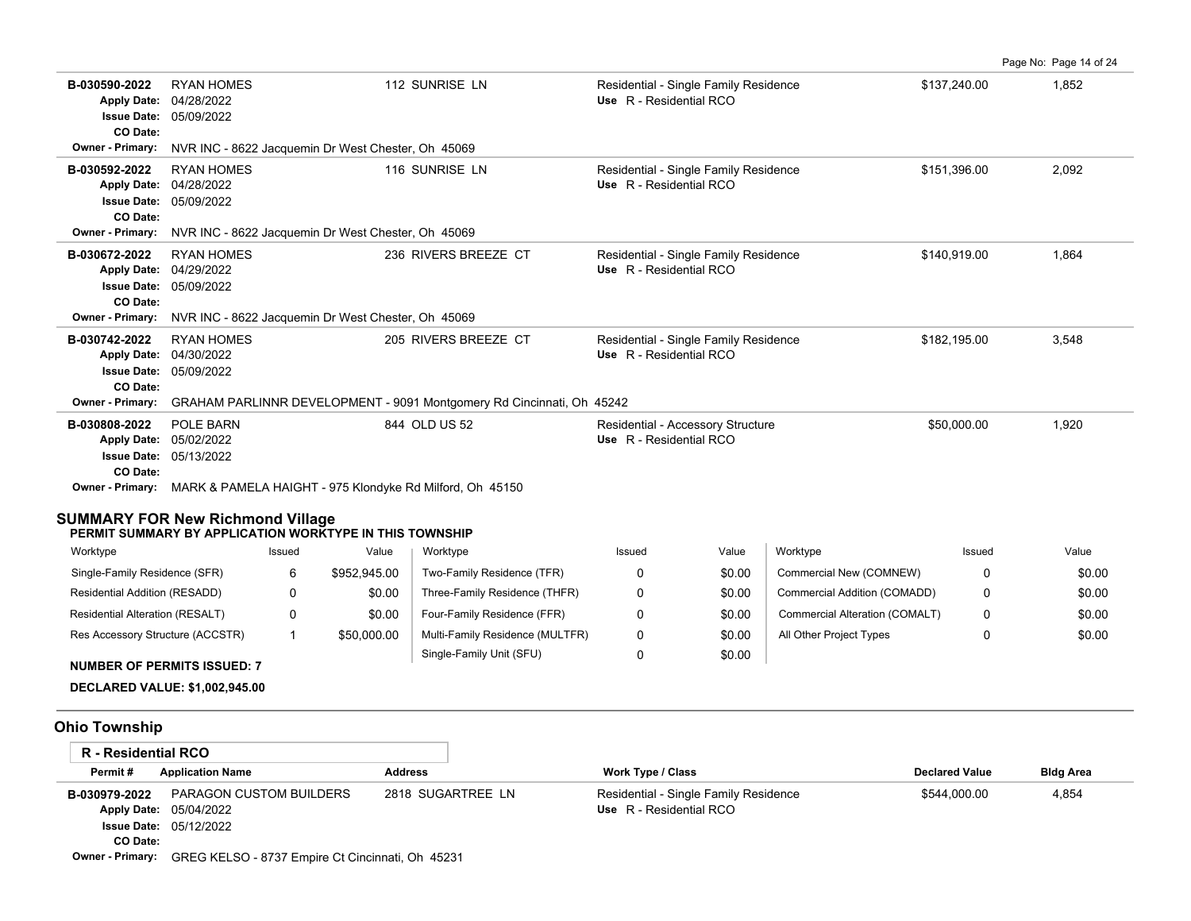| Permit # | Application Name | Address | Work Type / Class | Declared Value | Bldg Area |
|---|---|---|---|---|---|
| B-030590-2022 | RYAN HOMES | 112 SUNRISE LN | Residential - Single Family Residence | $137,240.00 | 1,852 |
| Apply Date: | 04/28/2022 | | Use R - Residential RCO | | |
| Issue Date: | 05/09/2022 | | | | |
| CO Date: | | | | | |
| Owner - Primary: | NVR INC - 8622 Jacquemin Dr West Chester, Oh 45069 | | | | |
| B-030592-2022 | RYAN HOMES | 116 SUNRISE LN | Residential - Single Family Residence | $151,396.00 | 2,092 |
| Apply Date: | 04/28/2022 | | Use R - Residential RCO | | |
| Issue Date: | 05/09/2022 | | | | |
| CO Date: | | | | | |
| Owner - Primary: | NVR INC - 8622 Jacquemin Dr West Chester, Oh 45069 | | | | |
| B-030672-2022 | RYAN HOMES | 236 RIVERS BREEZE CT | Residential - Single Family Residence | $140,919.00 | 1,864 |
| Apply Date: | 04/29/2022 | | Use R - Residential RCO | | |
| Issue Date: | 05/09/2022 | | | | |
| CO Date: | | | | | |
| Owner - Primary: | NVR INC - 8622 Jacquemin Dr West Chester, Oh 45069 | | | | |
| B-030742-2022 | RYAN HOMES | 205 RIVERS BREEZE CT | Residential - Single Family Residence | $182,195.00 | 3,548 |
| Apply Date: | 04/30/2022 | | Use R - Residential RCO | | |
| Issue Date: | 05/09/2022 | | | | |
| CO Date: | | | | | |
| Owner - Primary: | GRAHAM PARLINNR DEVELOPMENT - 9091 Montgomery Rd Cincinnati, Oh 45242 | | | | |
| B-030808-2022 | POLE BARN | 844 OLD US 52 | Residential - Accessory Structure | $50,000.00 | 1,920 |
| Apply Date: | 05/02/2022 | | Use R - Residential RCO | | |
| Issue Date: | 05/13/2022 | | | | |
| CO Date: | | | | | |
| Owner - Primary: | MARK & PAMELA HAIGHT - 975 Klondyke Rd Milford, Oh 45150 | | | | |

## SUMMARY FOR New Richmond Village

**PERMIT SUMMARY BY APPLICATION WORKTYPE IN THIS TOWNSHIP**

| Worktype | Issued | Value | Worktype | Issued | Value | Worktype | Issued | Value |
|---|---|---|---|---|---|---|---|---|
| Single-Family Residence (SFR) | 6 | $952,945.00 | Two-Family Residence (TFR) | 0 | $0.00 | Commercial New (COMNEW) | 0 | $0.00 |
| Residential Addition (RESADD) | 0 | $0.00 | Three-Family Residence (THFR) | 0 | $0.00 | Commercial Addition (COMADD) | 0 | $0.00 |
| Residential Alteration (RESALT) | 0 | $0.00 | Four-Family Residence (FFR) | 0 | $0.00 | Commercial Alteration (COMALT) | 0 | $0.00 |
| Res Accessory Structure (ACCSTR) | 1 | $50,000.00 | Multi-Family Residence (MULTFR) | 0 | $0.00 | All Other Project Types | 0 | $0.00 |
| | | | Single-Family Unit (SFU) | 0 | $0.00 | | | |

**NUMBER OF PERMITS ISSUED: 7**

**DECLARED VALUE: $1,002,945.00**

## Ohio Township

### R - Residential RCO

| Permit # | Application Name | Address | Work Type / Class | Declared Value | Bldg Area |
|---|---|---|---|---|---|
| B-030979-2022 | PARAGON CUSTOM BUILDERS | 2818 SUGARTREE LN | Residential - Single Family Residence | $544,000.00 | 4,854 |
| Apply Date: | 05/04/2022 | | Use R - Residential RCO | | |
| Issue Date: | 05/12/2022 | | | | |
| CO Date: | | | | | |
| Owner - Primary: | GREG KELSO - 8737 Empire Ct Cincinnati, Oh 45231 | | | | |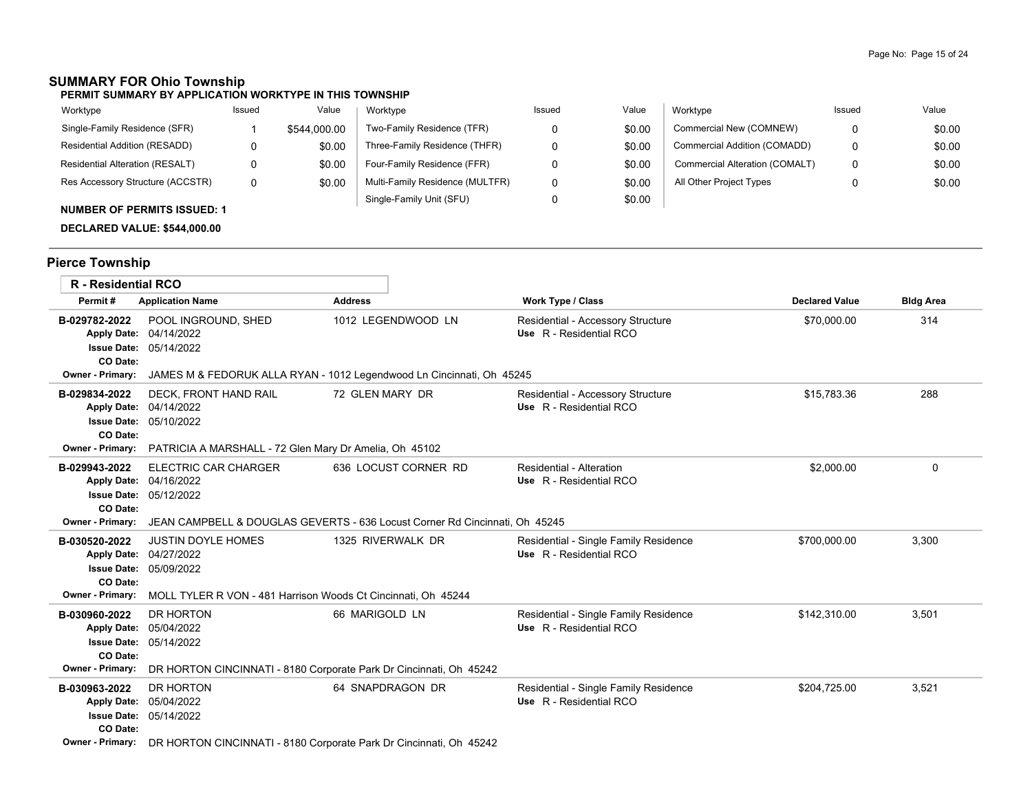## SUMMARY FOR Ohio Township

### PERMIT SUMMARY BY APPLICATION WORKTYPE IN THIS TOWNSHIP

| Worktype | Issued | Value | Worktype | Issued | Value | Worktype | Issued | Value |
|---|---|---|---|---|---|---|---|---|
| Single-Family Residence (SFR) | 1 | $544,000.00 | Two-Family Residence (TFR) | 0 | $0.00 | Commercial New (COMNEW) | 0 | $0.00 |
| Residential Addition (RESADD) | 0 | $0.00 | Three-Family Residence (THFR) | 0 | $0.00 | Commercial Addition (COMADD) | 0 | $0.00 |
| Residential Alteration (RESALT) | 0 | $0.00 | Four-Family Residence (FFR) | 0 | $0.00 | Commercial Alteration (COMALT) | 0 | $0.00 |
| Res Accessory Structure (ACCSTR) | 0 | $0.00 | Multi-Family Residence (MULTFR) | 0 | $0.00 | All Other Project Types | 0 | $0.00 |
| | | | Single-Family Unit (SFU) | 0 | $0.00 | | | |

**NUMBER OF PERMITS ISSUED: 1**

**DECLARED VALUE: $544,000.00**

## Pierce Township

### R - Residential RCO

| Permit # | Application Name | Address | Work Type / Class | Declared Value | Bldg Area |
|---|---|---|---|---|---|
| B-029782-2022 | POOL INGROUND, SHED | 1012 LEGENDWOOD LN | Residential - Accessory Structure<br>Use R - Residential RCO | $70,000.00 | 314 |
| Apply Date: 04/14/2022<br>Issue Date: 05/14/2022<br>CO Date: | | | | | |
| Owner - Primary: | JAMES M & FEDORUK ALLA RYAN - 1012 Legendwood Ln Cincinnati, Oh 45245 | | | | |
| B-029834-2022 | DECK, FRONT HAND RAIL | 72 GLEN MARY DR | Residential - Accessory Structure<br>Use R - Residential RCO | $15,783.36 | 288 |
| Apply Date: 04/14/2022<br>Issue Date: 05/10/2022<br>CO Date: | | | | | |
| Owner - Primary: | PATRICIA A MARSHALL - 72 Glen Mary Dr Amelia, Oh 45102 | | | | |
| B-029943-2022 | ELECTRIC CAR CHARGER | 636 LOCUST CORNER RD | Residential - Alteration<br>Use R - Residential RCO | $2,000.00 | 0 |
| Apply Date: 04/16/2022<br>Issue Date: 05/12/2022<br>CO Date: | | | | | |
| Owner - Primary: | JEAN CAMPBELL & DOUGLAS GEVERTS - 636 Locust Corner Rd Cincinnati, Oh 45245 | | | | |
| B-030520-2022 | JUSTIN DOYLE HOMES | 1325 RIVERWALK DR | Residential - Single Family Residence<br>Use R - Residential RCO | $700,000.00 | 3,300 |
| Apply Date: 04/27/2022<br>Issue Date: 05/09/2022<br>CO Date: | | | | | |
| Owner - Primary: | MOLL TYLER R VON - 481 Harrison Woods Ct Cincinnati, Oh 45244 | | | | |
| B-030960-2022 | DR HORTON | 66 MARIGOLD LN | Residential - Single Family Residence<br>Use R - Residential RCO | $142,310.00 | 3,501 |
| Apply Date: 05/04/2022<br>Issue Date: 05/14/2022<br>CO Date: | | | | | |
| Owner - Primary: | DR HORTON CINCINNATI - 8180 Corporate Park Dr Cincinnati, Oh 45242 | | | | |
| B-030963-2022 | DR HORTON | 64 SNAPDRAGON DR | Residential - Single Family Residence<br>Use R - Residential RCO | $204,725.00 | 3,521 |
| Apply Date: 05/04/2022<br>Issue Date: 05/14/2022<br>CO Date: | | | | | |
| Owner - Primary: | DR HORTON CINCINNATI - 8180 Corporate Park Dr Cincinnati, Oh 45242 | | | | |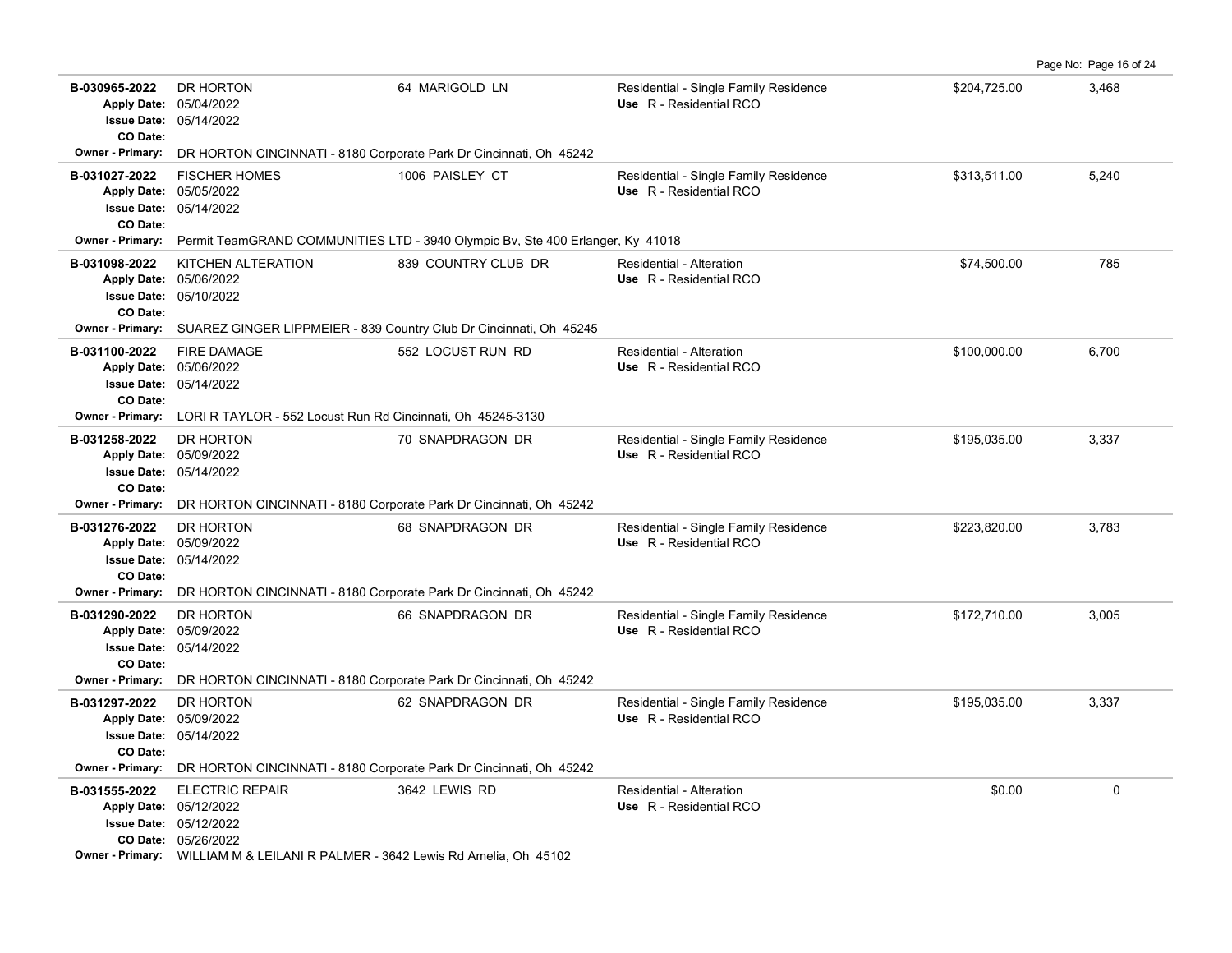| Permit # | Description | Address | Type / Use | Valuation | Sq Ft |
|---|---|---|---|---|---|
| B-030965-2022<br>Apply Date: 05/04/2022<br>Issue Date: 05/14/2022<br>CO Date: | DR HORTON | 64 MARIGOLD LN | Residential - Single Family Residence<br>Use R - Residential RCO | $204,725.00 | 3,468 |
| Owner - Primary: DR HORTON CINCINNATI - 8180 Corporate Park Dr Cincinnati, Oh 45242 | | | | | |
| B-031027-2022<br>Apply Date: 05/05/2022<br>Issue Date: 05/14/2022<br>CO Date: | FISCHER HOMES | 1006 PAISLEY CT | Residential - Single Family Residence<br>Use R - Residential RCO | $313,511.00 | 5,240 |
| Owner - Primary: Permit TeamGRAND COMMUNITIES LTD - 3940 Olympic Bv, Ste 400 Erlanger, Ky 41018 | | | | | |
| B-031098-2022<br>Apply Date: 05/06/2022<br>Issue Date: 05/10/2022<br>CO Date: | KITCHEN ALTERATION | 839 COUNTRY CLUB DR | Residential - Alteration<br>Use R - Residential RCO | $74,500.00 | 785 |
| Owner - Primary: SUAREZ GINGER LIPPMEIER - 839 Country Club Dr Cincinnati, Oh 45245 | | | | | |
| B-031100-2022<br>Apply Date: 05/06/2022<br>Issue Date: 05/14/2022<br>CO Date: | FIRE DAMAGE | 552 LOCUST RUN RD | Residential - Alteration<br>Use R - Residential RCO | $100,000.00 | 6,700 |
| Owner - Primary: LORI R TAYLOR - 552 Locust Run Rd Cincinnati, Oh 45245-3130 | | | | | |
| B-031258-2022<br>Apply Date: 05/09/2022<br>Issue Date: 05/14/2022<br>CO Date: | DR HORTON | 70 SNAPDRAGON DR | Residential - Single Family Residence<br>Use R - Residential RCO | $195,035.00 | 3,337 |
| Owner - Primary: DR HORTON CINCINNATI - 8180 Corporate Park Dr Cincinnati, Oh 45242 | | | | | |
| B-031276-2022<br>Apply Date: 05/09/2022<br>Issue Date: 05/14/2022<br>CO Date: | DR HORTON | 68 SNAPDRAGON DR | Residential - Single Family Residence<br>Use R - Residential RCO | $223,820.00 | 3,783 |
| Owner - Primary: DR HORTON CINCINNATI - 8180 Corporate Park Dr Cincinnati, Oh 45242 | | | | | |
| B-031290-2022<br>Apply Date: 05/09/2022<br>Issue Date: 05/14/2022<br>CO Date: | DR HORTON | 66 SNAPDRAGON DR | Residential - Single Family Residence<br>Use R - Residential RCO | $172,710.00 | 3,005 |
| Owner - Primary: DR HORTON CINCINNATI - 8180 Corporate Park Dr Cincinnati, Oh 45242 | | | | | |
| B-031297-2022<br>Apply Date: 05/09/2022<br>Issue Date: 05/14/2022<br>CO Date: | DR HORTON | 62 SNAPDRAGON DR | Residential - Single Family Residence<br>Use R - Residential RCO | $195,035.00 | 3,337 |
| Owner - Primary: DR HORTON CINCINNATI - 8180 Corporate Park Dr Cincinnati, Oh 45242 | | | | | |
| B-031555-2022<br>Apply Date: 05/12/2022<br>Issue Date: 05/12/2022<br>CO Date: 05/26/2022 | ELECTRIC REPAIR | 3642 LEWIS RD | Residential - Alteration<br>Use R - Residential RCO | $0.00 | 0 |
| Owner - Primary: WILLIAM M & LEILANI R PALMER - 3642 Lewis Rd Amelia, Oh 45102 | | | | | |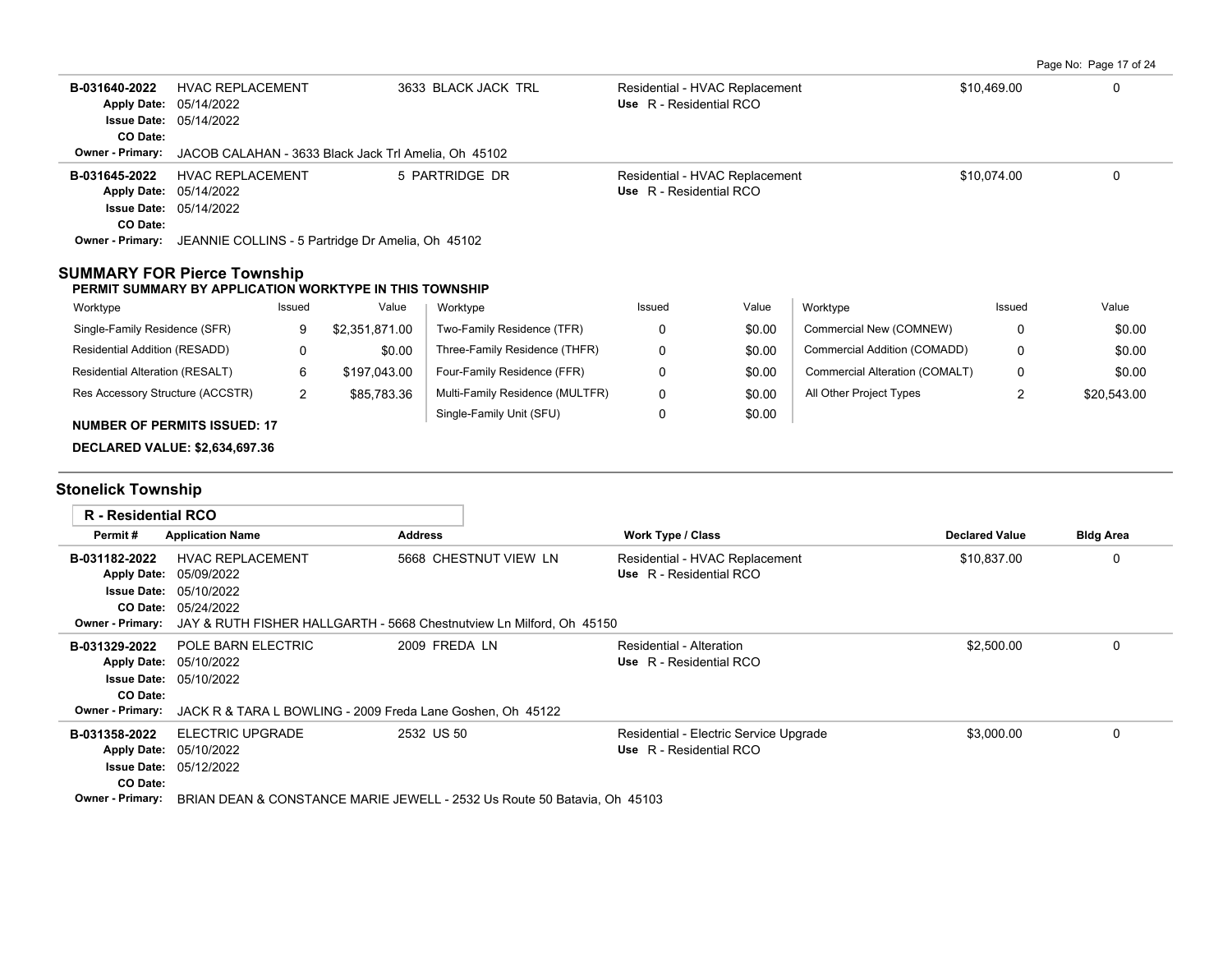| Permit # | Application Name | Address | Work Type / Class | Declared Value | Bldg Area |
|---|---|---|---|---|---|
| B-031640-2022 | HVAC REPLACEMENT | 3633 BLACK JACK TRL | Residential - HVAC Replacement | $10,469.00 | 0 |
| Apply Date: 05/14/2022 | | | Use R - Residential RCO | | |
| Issue Date: 05/14/2022 | | | | | |
| CO Date: | | | | | |
| Owner - Primary: JACOB CALAHAN - 3633 Black Jack Trl Amelia, Oh 45102 | | | | | |
| B-031645-2022 | HVAC REPLACEMENT | 5 PARTRIDGE DR | Residential - HVAC Replacement | $10,074.00 | 0 |
| Apply Date: 05/14/2022 | | | Use R - Residential RCO | | |
| Issue Date: 05/14/2022 | | | | | |
| CO Date: | | | | | |
| Owner - Primary: JEANNIE COLLINS - 5 Partridge Dr Amelia, Oh 45102 | | | | | |

## SUMMARY FOR Pierce Township

**PERMIT SUMMARY BY APPLICATION WORKTYPE IN THIS TOWNSHIP**

| Worktype | Issued | Value | Worktype | Issued | Value | Worktype | Issued | Value |
|---|---|---|---|---|---|---|---|---|
| Single-Family Residence (SFR) | 9 | $2,351,871.00 | Two-Family Residence (TFR) | 0 | $0.00 | Commercial New (COMNEW) | 0 | $0.00 |
| Residential Addition (RESADD) | 0 | $0.00 | Three-Family Residence (THFR) | 0 | $0.00 | Commercial Addition (COMADD) | 0 | $0.00 |
| Residential Alteration (RESALT) | 6 | $197,043.00 | Four-Family Residence (FFR) | 0 | $0.00 | Commercial Alteration (COMALT) | 0 | $0.00 |
| Res Accessory Structure (ACCSTR) | 2 | $85,783.36 | Multi-Family Residence (MULTFR) | 0 | $0.00 | All Other Project Types | 2 | $20,543.00 |
| | | | Single-Family Unit (SFU) | 0 | $0.00 | | | |

**NUMBER OF PERMITS ISSUED: 17**

**DECLARED VALUE: $2,634,697.36**

## Stonelick Township

### R - Residential RCO

| Permit # | Application Name | Address | Work Type / Class | Declared Value | Bldg Area |
|---|---|---|---|---|---|
| B-031182-2022 | HVAC REPLACEMENT | 5668 CHESTNUT VIEW LN | Residential - HVAC Replacement | $10,837.00 | 0 |
| Apply Date: 05/09/2022 | | | Use R - Residential RCO | | |
| Issue Date: 05/10/2022 | | | | | |
| CO Date: 05/24/2022 | | | | | |
| Owner - Primary: JAY & RUTH FISHER HALLGARTH - 5668 Chestnutview Ln Milford, Oh 45150 | | | | | |
| B-031329-2022 | POLE BARN ELECTRIC | 2009 FREDA LN | Residential - Alteration | $2,500.00 | 0 |
| Apply Date: 05/10/2022 | | | Use R - Residential RCO | | |
| Issue Date: 05/10/2022 | | | | | |
| CO Date: | | | | | |
| Owner - Primary: JACK R & TARA L BOWLING - 2009 Freda Lane Goshen, Oh 45122 | | | | | |
| B-031358-2022 | ELECTRIC UPGRADE | 2532 US 50 | Residential - Electric Service Upgrade | $3,000.00 | 0 |
| Apply Date: 05/10/2022 | | | Use R - Residential RCO | | |
| Issue Date: 05/12/2022 | | | | | |
| CO Date: | | | | | |
| Owner - Primary: BRIAN DEAN & CONSTANCE MARIE JEWELL - 2532 Us Route 50 Batavia, Oh 45103 | | | | | |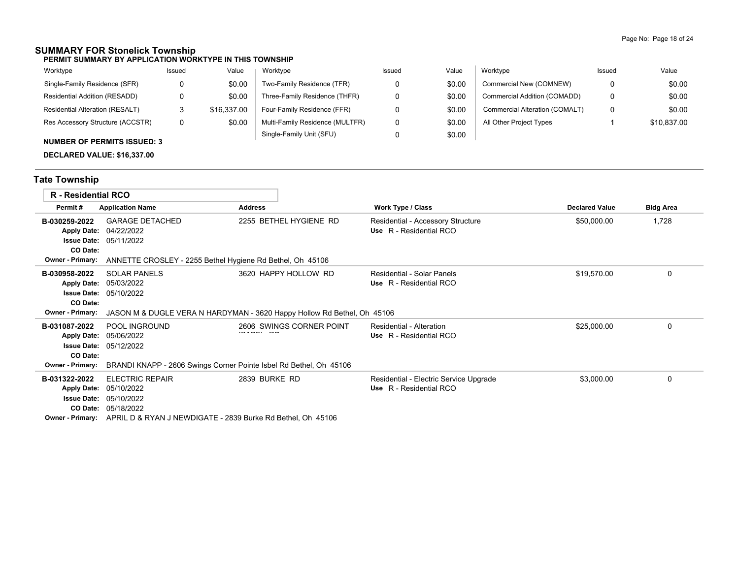## SUMMARY FOR Stonelick Township

**PERMIT SUMMARY BY APPLICATION WORKTYPE IN THIS TOWNSHIP**

| Worktype | Issued | Value | Worktype | Issued | Value | Worktype | Issued | Value |
|---|---|---|---|---|---|---|---|---|
| Single-Family Residence (SFR) | 0 | $0.00 | Two-Family Residence (TFR) | 0 | $0.00 | Commercial New (COMNEW) | 0 | $0.00 |
| Residential Addition (RESADD) | 0 | $0.00 | Three-Family Residence (THFR) | 0 | $0.00 | Commercial Addition (COMADD) | 0 | $0.00 |
| Residential Alteration (RESALT) | 3 | $16,337.00 | Four-Family Residence (FFR) | 0 | $0.00 | Commercial Alteration (COMALT) | 0 | $0.00 |
| Res Accessory Structure (ACCSTR) | 0 | $0.00 | Multi-Family Residence (MULTFR) | 0 | $0.00 | All Other Project Types | 1 | $10,837.00 |
| | | | Single-Family Unit (SFU) | 0 | $0.00 | | | |

**NUMBER OF PERMITS ISSUED: 3**

**DECLARED VALUE: $16,337.00**

## Tate Township

### R - Residential RCO

| Permit # | Application Name | Address | Work Type / Class | Declared Value | Bldg Area |
|---|---|---|---|---|---|
| **B-030259-2022** | GARAGE DETACHED | 2255 BETHEL HYGIENE RD | Residential - Accessory Structure<br>**Use** R - Residential RCO | $50,000.00 | 1,728 |
| **Apply Date:** 04/22/2022<br>**Issue Date:** 05/11/2022<br>**CO Date:**<br>**Owner - Primary:** ANNETTE CROSLEY - 2255 Bethel Hygiene Rd Bethel, Oh 45106 | | | | | |
| **B-030958-2022** | SOLAR PANELS | 3620 HAPPY HOLLOW RD | Residential - Solar Panels<br>**Use** R - Residential RCO | $19,570.00 | 0 |
| **Apply Date:** 05/03/2022<br>**Issue Date:** 05/10/2022<br>**CO Date:**<br>**Owner - Primary:** JASON M & DUGLE VERA N HARDYMAN - 3620 Happy Hollow Rd Bethel, Oh 45106 | | | | | |
| **B-031087-2022** | POOL INGROUND | 2606 SWINGS CORNER POINT ISABEL RD | Residential - Alteration<br>**Use** R - Residential RCO | $25,000.00 | 0 |
| **Apply Date:** 05/06/2022<br>**Issue Date:** 05/12/2022<br>**CO Date:**<br>**Owner - Primary:** BRANDI KNAPP - 2606 Swings Corner Pointe Isbel Rd Bethel, Oh 45106 | | | | | |
| **B-031322-2022** | ELECTRIC REPAIR | 2839 BURKE RD | Residential - Electric Service Upgrade<br>**Use** R - Residential RCO | $3,000.00 | 0 |
| **Apply Date:** 05/10/2022<br>**Issue Date:** 05/10/2022<br>**CO Date:** 05/18/2022<br>**Owner - Primary:** APRIL D & RYAN J NEWDIGATE - 2839 Burke Rd Bethel, Oh 45106 | | | | | |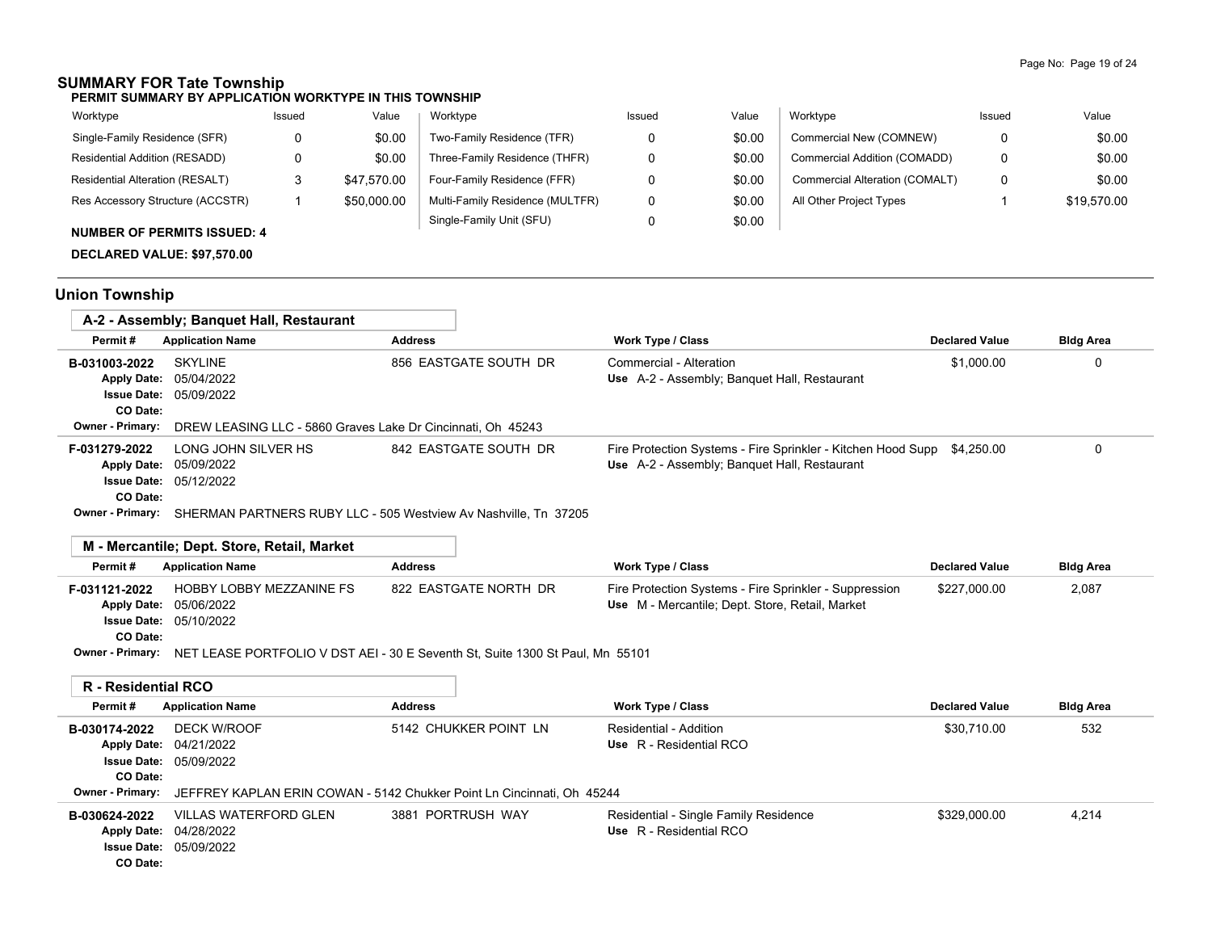## SUMMARY FOR Tate Township

**PERMIT SUMMARY BY APPLICATION WORKTYPE IN THIS TOWNSHIP**

| Worktype | Issued | Value | Worktype | Issued | Value | Worktype | Issued | Value |
|---|---|---|---|---|---|---|---|---|
| Single-Family Residence (SFR) | 0 | $0.00 | Two-Family Residence (TFR) | 0 | $0.00 | Commercial New (COMNEW) | 0 | $0.00 |
| Residential Addition (RESADD) | 0 | $0.00 | Three-Family Residence (THFR) | 0 | $0.00 | Commercial Addition (COMADD) | 0 | $0.00 |
| Residential Alteration (RESALT) | 3 | $47,570.00 | Four-Family Residence (FFR) | 0 | $0.00 | Commercial Alteration (COMALT) | 0 | $0.00 |
| Res Accessory Structure (ACCSTR) | 1 | $50,000.00 | Multi-Family Residence (MULTFR) | 0 | $0.00 | All Other Project Types | 1 | $19,570.00 |
| | | | Single-Family Unit (SFU) | 0 | $0.00 | | | |

**NUMBER OF PERMITS ISSUED: 4**

**DECLARED VALUE: $97,570.00**

## Union Township

### A-2 - Assembly; Banquet Hall, Restaurant

| Permit # | Application Name | Address | Work Type / Class | Declared Value | Bldg Area |
|---|---|---|---|---|---|
| B-031003-2022<br>Apply Date: 05/04/2022<br>Issue Date: 05/09/2022<br>CO Date: | SKYLINE | 856 EASTGATE SOUTH DR | Commercial - Alteration<br>Use A-2 - Assembly; Banquet Hall, Restaurant | $1,000.00 | 0 |
| Owner - Primary: | DREW LEASING LLC - 5860 Graves Lake Dr Cincinnati, Oh 45243 | | | | |
| F-031279-2022<br>Apply Date: 05/09/2022<br>Issue Date: 05/12/2022<br>CO Date: | LONG JOHN SILVER HS | 842 EASTGATE SOUTH DR | Fire Protection Systems - Fire Sprinkler - Kitchen Hood Supp<br>Use A-2 - Assembly; Banquet Hall, Restaurant | $4,250.00 | 0 |
| Owner - Primary: | SHERMAN PARTNERS RUBY LLC - 505 Westview Av Nashville, Tn 37205 | | | | |

### M - Mercantile; Dept. Store, Retail, Market

| Permit # | Application Name | Address | Work Type / Class | Declared Value | Bldg Area |
|---|---|---|---|---|---|
| F-031121-2022<br>Apply Date: 05/06/2022<br>Issue Date: 05/10/2022<br>CO Date: | HOBBY LOBBY MEZZANINE FS | 822 EASTGATE NORTH DR | Fire Protection Systems - Fire Sprinkler - Suppression<br>Use M - Mercantile; Dept. Store, Retail, Market | $227,000.00 | 2,087 |
| Owner - Primary: | NET LEASE PORTFOLIO V DST AEI - 30 E Seventh St, Suite 1300 St Paul, Mn 55101 | | | | |

### R - Residential RCO

| Permit # | Application Name | Address | Work Type / Class | Declared Value | Bldg Area |
|---|---|---|---|---|---|
| B-030174-2022<br>Apply Date: 04/21/2022<br>Issue Date: 05/09/2022<br>CO Date: | DECK W/ROOF | 5142 CHUKKER POINT LN | Residential - Addition<br>Use R - Residential RCO | $30,710.00 | 532 |
| Owner - Primary: | JEFFREY KAPLAN ERIN COWAN - 5142 Chukker Point Ln Cincinnati, Oh 45244 | | | | |
| B-030624-2022<br>Apply Date: 04/28/2022<br>Issue Date: 05/09/2022<br>CO Date: | VILLAS WATERFORD GLEN | 3881 PORTRUSH WAY | Residential - Single Family Residence<br>Use R - Residential RCO | $329,000.00 | 4,214 |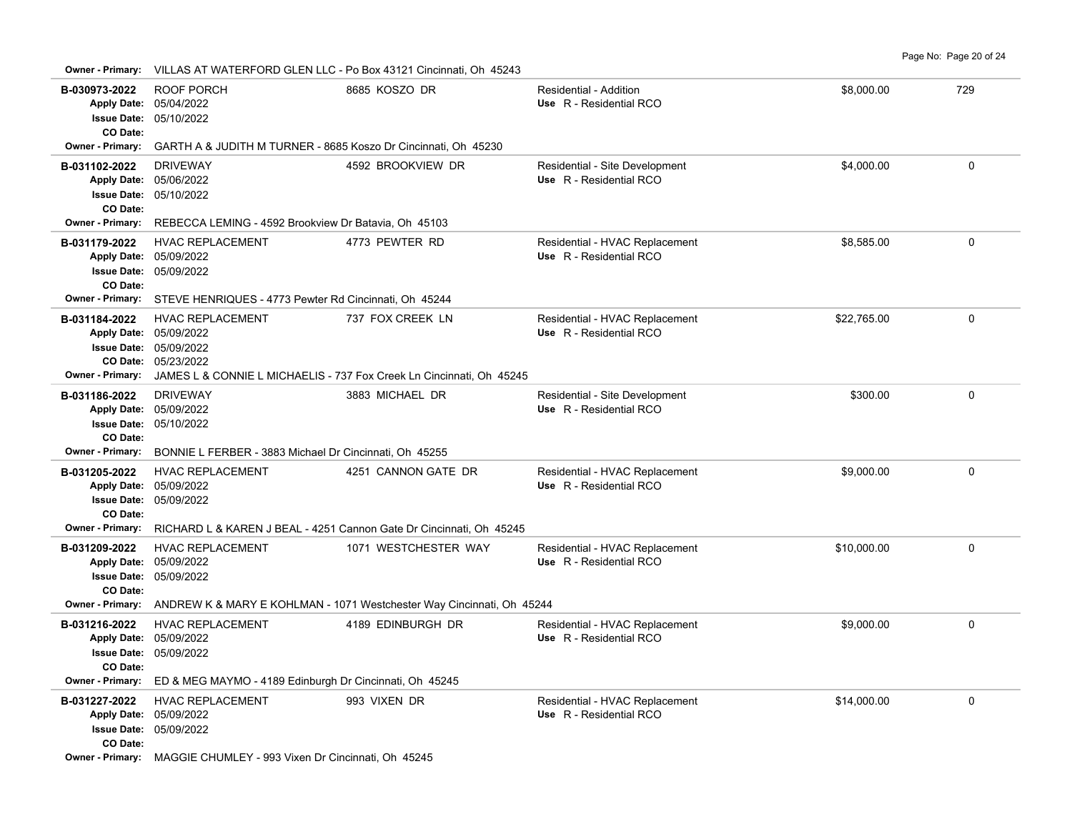**Owner - Primary:** VILLAS AT WATERFORD GLEN LLC - Po Box 43121 Cincinnati, Oh 45243

| Permit | Description | Address | Type / Use | Valuation | Sq Ft |
|---|---|---|---|---|---|
| **B-030973-2022** | ROOF PORCH | 8685 KOSZO DR | Residential - Addition | $8,000.00 | 729 |
| **Apply Date:** 05/04/2022 | | | **Use** R - Residential RCO | | |
| **Issue Date:** 05/10/2022 | | | | | |
| **CO Date:** | | | | | |
| **Owner - Primary:** GARTH A & JUDITH M TURNER - 8685 Koszo Dr Cincinnati, Oh 45230 | | | | | |
| **B-031102-2022** | DRIVEWAY | 4592 BROOKVIEW DR | Residential - Site Development | $4,000.00 | 0 |
| **Apply Date:** 05/06/2022 | | | **Use** R - Residential RCO | | |
| **Issue Date:** 05/10/2022 | | | | | |
| **CO Date:** | | | | | |
| **Owner - Primary:** REBECCA LEMING - 4592 Brookview Dr Batavia, Oh 45103 | | | | | |
| **B-031179-2022** | HVAC REPLACEMENT | 4773 PEWTER RD | Residential - HVAC Replacement | $8,585.00 | 0 |
| **Apply Date:** 05/09/2022 | | | **Use** R - Residential RCO | | |
| **Issue Date:** 05/09/2022 | | | | | |
| **CO Date:** | | | | | |
| **Owner - Primary:** STEVE HENRIQUES - 4773 Pewter Rd Cincinnati, Oh 45244 | | | | | |
| **B-031184-2022** | HVAC REPLACEMENT | 737 FOX CREEK LN | Residential - HVAC Replacement | $22,765.00 | 0 |
| **Apply Date:** 05/09/2022 | | | **Use** R - Residential RCO | | |
| **Issue Date:** 05/09/2022 | | | | | |
| **CO Date:** 05/23/2022 | | | | | |
| **Owner - Primary:** JAMES L & CONNIE L MICHAELIS - 737 Fox Creek Ln Cincinnati, Oh 45245 | | | | | |
| **B-031186-2022** | DRIVEWAY | 3883 MICHAEL DR | Residential - Site Development | $300.00 | 0 |
| **Apply Date:** 05/09/2022 | | | **Use** R - Residential RCO | | |
| **Issue Date:** 05/10/2022 | | | | | |
| **CO Date:** | | | | | |
| **Owner - Primary:** BONNIE L FERBER - 3883 Michael Dr Cincinnati, Oh 45255 | | | | | |
| **B-031205-2022** | HVAC REPLACEMENT | 4251 CANNON GATE DR | Residential - HVAC Replacement | $9,000.00 | 0 |
| **Apply Date:** 05/09/2022 | | | **Use** R - Residential RCO | | |
| **Issue Date:** 05/09/2022 | | | | | |
| **CO Date:** | | | | | |
| **Owner - Primary:** RICHARD L & KAREN J BEAL - 4251 Cannon Gate Dr Cincinnati, Oh 45245 | | | | | |
| **B-031209-2022** | HVAC REPLACEMENT | 1071 WESTCHESTER WAY | Residential - HVAC Replacement | $10,000.00 | 0 |
| **Apply Date:** 05/09/2022 | | | **Use** R - Residential RCO | | |
| **Issue Date:** 05/09/2022 | | | | | |
| **CO Date:** | | | | | |
| **Owner - Primary:** ANDREW K & MARY E KOHLMAN - 1071 Westchester Way Cincinnati, Oh 45244 | | | | | |
| **B-031216-2022** | HVAC REPLACEMENT | 4189 EDINBURGH DR | Residential - HVAC Replacement | $9,000.00 | 0 |
| **Apply Date:** 05/09/2022 | | | **Use** R - Residential RCO | | |
| **Issue Date:** 05/09/2022 | | | | | |
| **CO Date:** | | | | | |
| **Owner - Primary:** ED & MEG MAYMO - 4189 Edinburgh Dr Cincinnati, Oh 45245 | | | | | |
| **B-031227-2022** | HVAC REPLACEMENT | 993 VIXEN DR | Residential - HVAC Replacement | $14,000.00 | 0 |
| **Apply Date:** 05/09/2022 | | | **Use** R - Residential RCO | | |
| **Issue Date:** 05/09/2022 | | | | | |
| **CO Date:** | | | | | |
| **Owner - Primary:** MAGGIE CHUMLEY - 993 Vixen Dr Cincinnati, Oh 45245 | | | | | |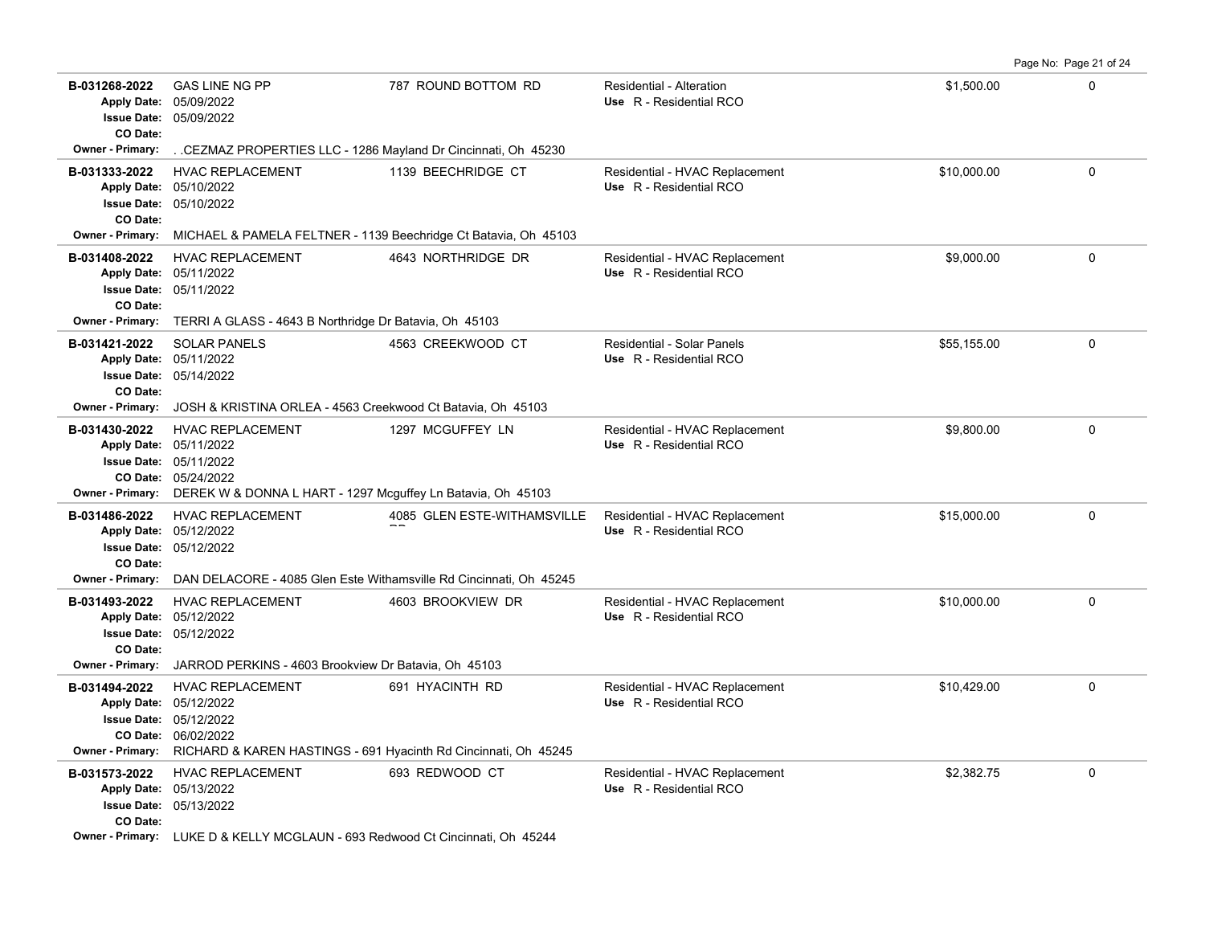| Permit # | Description | Address | Type / Use | Valuation | |
|---|---|---|---|---|---|
| B-031268-2022<br>Apply Date: 05/09/2022<br>Issue Date: 05/09/2022<br>CO Date:<br>Owner - Primary: . .CEZMAZ PROPERTIES LLC - 1286 Mayland Dr Cincinnati, Oh 45230 | GAS LINE NG PP | 787 ROUND BOTTOM RD | Residential - Alteration<br>Use R - Residential RCO | $1,500.00 | 0 |
| B-031333-2022<br>Apply Date: 05/10/2022<br>Issue Date: 05/10/2022<br>CO Date:<br>Owner - Primary: MICHAEL & PAMELA FELTNER - 1139 Beechridge Ct Batavia, Oh 45103 | HVAC REPLACEMENT | 1139 BEECHRIDGE CT | Residential - HVAC Replacement<br>Use R - Residential RCO | $10,000.00 | 0 |
| B-031408-2022<br>Apply Date: 05/11/2022<br>Issue Date: 05/11/2022<br>CO Date:<br>Owner - Primary: TERRI A GLASS - 4643 B Northridge Dr Batavia, Oh 45103 | HVAC REPLACEMENT | 4643 NORTHRIDGE DR | Residential - HVAC Replacement<br>Use R - Residential RCO | $9,000.00 | 0 |
| B-031421-2022<br>Apply Date: 05/11/2022<br>Issue Date: 05/14/2022<br>CO Date:<br>Owner - Primary: JOSH & KRISTINA ORLEA - 4563 Creekwood Ct Batavia, Oh 45103 | SOLAR PANELS | 4563 CREEKWOOD CT | Residential - Solar Panels<br>Use R - Residential RCO | $55,155.00 | 0 |
| B-031430-2022<br>Apply Date: 05/11/2022<br>Issue Date: 05/11/2022<br>CO Date: 05/24/2022<br>Owner - Primary: DEREK W & DONNA L HART - 1297 Mcguffey Ln Batavia, Oh 45103 | HVAC REPLACEMENT | 1297 MCGUFFEY LN | Residential - HVAC Replacement<br>Use R - Residential RCO | $9,800.00 | 0 |
| B-031486-2022<br>Apply Date: 05/12/2022<br>Issue Date: 05/12/2022<br>CO Date:<br>Owner - Primary: DAN DELACORE - 4085 Glen Este Withamsville Rd Cincinnati, Oh 45245 | HVAC REPLACEMENT | 4085 GLEN ESTE-WITHAMSVILLE RD | Residential - HVAC Replacement<br>Use R - Residential RCO | $15,000.00 | 0 |
| B-031493-2022<br>Apply Date: 05/12/2022<br>Issue Date: 05/12/2022<br>CO Date:<br>Owner - Primary: JARROD PERKINS - 4603 Brookview Dr Batavia, Oh 45103 | HVAC REPLACEMENT | 4603 BROOKVIEW DR | Residential - HVAC Replacement<br>Use R - Residential RCO | $10,000.00 | 0 |
| B-031494-2022<br>Apply Date: 05/12/2022<br>Issue Date: 05/12/2022<br>CO Date: 06/02/2022<br>Owner - Primary: RICHARD & KAREN HASTINGS - 691 Hyacinth Rd Cincinnati, Oh 45245 | HVAC REPLACEMENT | 691 HYACINTH RD | Residential - HVAC Replacement<br>Use R - Residential RCO | $10,429.00 | 0 |
| B-031573-2022<br>Apply Date: 05/13/2022<br>Issue Date: 05/13/2022<br>CO Date:<br>Owner - Primary: LUKE D & KELLY MCGLAUN - 693 Redwood Ct Cincinnati, Oh 45244 | HVAC REPLACEMENT | 693 REDWOOD CT | Residential - HVAC Replacement<br>Use R - Residential RCO | $2,382.75 | 0 |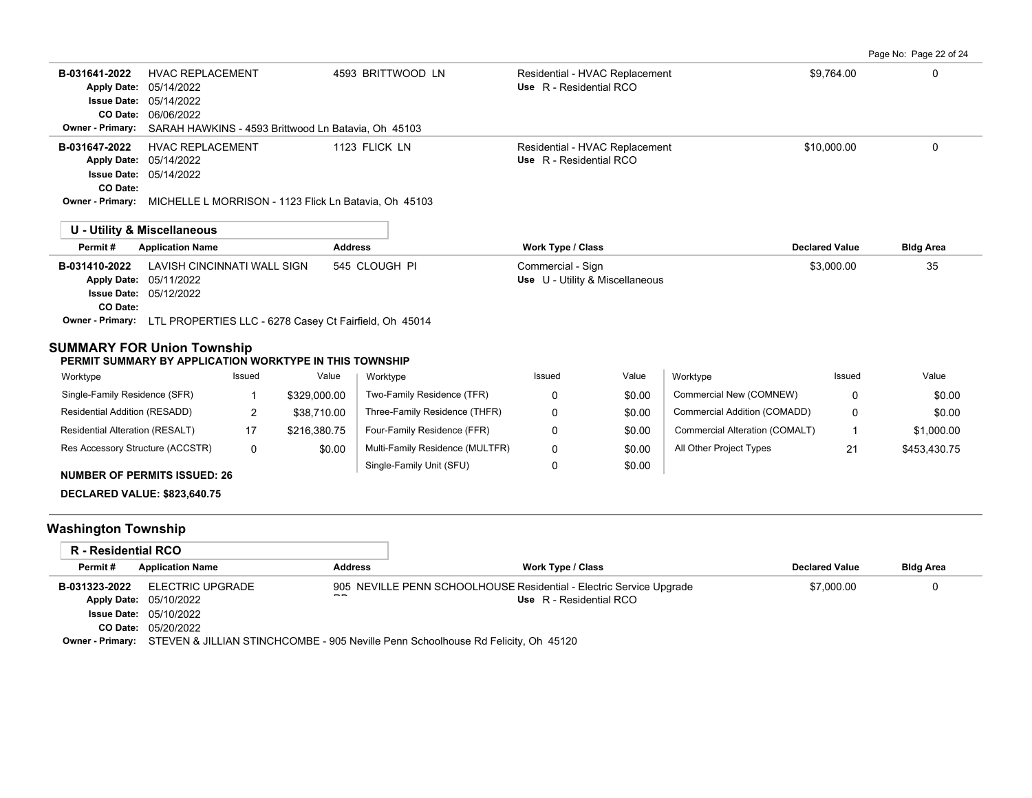| Permit # | Application Name | Address | Work Type / Class | Declared Value | Bldg Area |
|---|---|---|---|---|---|
| B-031641-2022 | HVAC REPLACEMENT | 4593 BRITTWOOD LN | Residential - HVAC Replacement<br>Use R - Residential RCO | $9,764.00 | 0 |

Apply Date: 05/14/2022
Issue Date: 05/14/2022
CO Date: 06/06/2022
Owner - Primary: SARAH HAWKINS - 4593 Brittwood Ln Batavia, Oh 45103

| Permit # | Application Name | Address | Work Type / Class | Declared Value | Bldg Area |
|---|---|---|---|---|---|
| B-031647-2022 | HVAC REPLACEMENT | 1123 FLICK LN | Residential - HVAC Replacement<br>Use R - Residential RCO | $10,000.00 | 0 |

Apply Date: 05/14/2022
Issue Date: 05/14/2022
CO Date:
Owner - Primary: MICHELLE L MORRISON - 1123 Flick Ln Batavia, Oh 45103

### U - Utility & Miscellaneous

| Permit # | Application Name | Address | Work Type / Class | Declared Value | Bldg Area |
|---|---|---|---|---|---|
| B-031410-2022 | LAVISH CINCINNATI WALL SIGN | 545 CLOUGH PI | Commercial - Sign<br>Use U - Utility & Miscellaneous | $3,000.00 | 35 |

Apply Date: 05/11/2022
Issue Date: 05/12/2022
CO Date:
Owner - Primary: LTL PROPERTIES LLC - 6278 Casey Ct Fairfield, Oh 45014

## SUMMARY FOR Union Township

**PERMIT SUMMARY BY APPLICATION WORKTYPE IN THIS TOWNSHIP**

| Worktype | Issued | Value | Worktype | Issued | Value | Worktype | Issued | Value |
|---|---|---|---|---|---|---|---|---|
| Single-Family Residence (SFR) | 1 | $329,000.00 | Two-Family Residence (TFR) | 0 | $0.00 | Commercial New (COMNEW) | 0 | $0.00 |
| Residential Addition (RESADD) | 2 | $38,710.00 | Three-Family Residence (THFR) | 0 | $0.00 | Commercial Addition (COMADD) | 0 | $0.00 |
| Residential Alteration (RESALT) | 17 | $216,380.75 | Four-Family Residence (FFR) | 0 | $0.00 | Commercial Alteration (COMALT) | 1 | $1,000.00 |
| Res Accessory Structure (ACCSTR) | 0 | $0.00 | Multi-Family Residence (MULTFR) | 0 | $0.00 | All Other Project Types | 21 | $453,430.75 |
| | | | Single-Family Unit (SFU) | 0 | $0.00 | | | |

**NUMBER OF PERMITS ISSUED: 26**

**DECLARED VALUE: $823,640.75**

## Washington Township

### R - Residential RCO

| Permit # | Application Name | Address | Work Type / Class | Declared Value | Bldg Area |
|---|---|---|---|---|---|
| B-031323-2022 | ELECTRIC UPGRADE | 905 NEVILLE PENN SCHOOLHOUSE RD | Residential - Electric Service Upgrade<br>Use R - Residential RCO | $7,000.00 | 0 |

Apply Date: 05/10/2022
Issue Date: 05/10/2022
CO Date: 05/20/2022
Owner - Primary: STEVEN & JILLIAN STINCHCOMBE - 905 Neville Penn Schoolhouse Rd Felicity, Oh 45120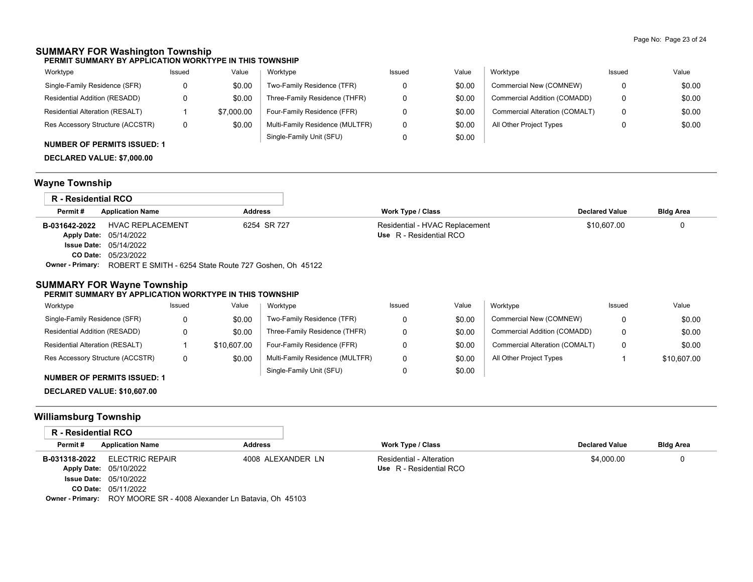## SUMMARY FOR Washington Township

**PERMIT SUMMARY BY APPLICATION WORKTYPE IN THIS TOWNSHIP**

| Worktype | Issued | Value | Worktype | Issued | Value | Worktype | Issued | Value |
|---|---|---|---|---|---|---|---|---|
| Single-Family Residence (SFR) | 0 | $0.00 | Two-Family Residence (TFR) | 0 | $0.00 | Commercial New (COMNEW) | 0 | $0.00 |
| Residential Addition (RESADD) | 0 | $0.00 | Three-Family Residence (THFR) | 0 | $0.00 | Commercial Addition (COMADD) | 0 | $0.00 |
| Residential Alteration (RESALT) | 1 | $7,000.00 | Four-Family Residence (FFR) | 0 | $0.00 | Commercial Alteration (COMALT) | 0 | $0.00 |
| Res Accessory Structure (ACCSTR) | 0 | $0.00 | Multi-Family Residence (MULTFR) | 0 | $0.00 | All Other Project Types | 0 | $0.00 |
| | | | Single-Family Unit (SFU) | 0 | $0.00 | | | |

**NUMBER OF PERMITS ISSUED: 1**

**DECLARED VALUE: $7,000.00**

## Wayne Township

**R - Residential RCO**

| Permit # | Application Name | Address | Work Type / Class | Declared Value | Bldg Area |
|---|---|---|---|---|---|
| B-031642-2022 | HVAC REPLACEMENT | 6254 SR 727 | Residential - HVAC Replacement | $10,607.00 | 0 |

Apply Date: 05/14/2022
Issue Date: 05/14/2022
CO Date: 05/23/2022
Use: R - Residential RCO
Owner - Primary: ROBERT E SMITH - 6254 State Route 727 Goshen, Oh 45122

## SUMMARY FOR Wayne Township

**PERMIT SUMMARY BY APPLICATION WORKTYPE IN THIS TOWNSHIP**

| Worktype | Issued | Value | Worktype | Issued | Value | Worktype | Issued | Value |
|---|---|---|---|---|---|---|---|---|
| Single-Family Residence (SFR) | 0 | $0.00 | Two-Family Residence (TFR) | 0 | $0.00 | Commercial New (COMNEW) | 0 | $0.00 |
| Residential Addition (RESADD) | 0 | $0.00 | Three-Family Residence (THFR) | 0 | $0.00 | Commercial Addition (COMADD) | 0 | $0.00 |
| Residential Alteration (RESALT) | 1 | $10,607.00 | Four-Family Residence (FFR) | 0 | $0.00 | Commercial Alteration (COMALT) | 0 | $0.00 |
| Res Accessory Structure (ACCSTR) | 0 | $0.00 | Multi-Family Residence (MULTFR) | 0 | $0.00 | All Other Project Types | 1 | $10,607.00 |
| | | | Single-Family Unit (SFU) | 0 | $0.00 | | | |

**NUMBER OF PERMITS ISSUED: 1**

**DECLARED VALUE: $10,607.00**

## Williamsburg Township

**R - Residential RCO**

| Permit # | Application Name | Address | Work Type / Class | Declared Value | Bldg Area |
|---|---|---|---|---|---|
| B-031318-2022 | ELECTRIC REPAIR | 4008 ALEXANDER LN | Residential - Alteration | $4,000.00 | 0 |

Apply Date: 05/10/2022
Issue Date: 05/10/2022
CO Date: 05/11/2022
Use: R - Residential RCO
Owner - Primary: ROY MOORE SR - 4008 Alexander Ln Batavia, Oh 45103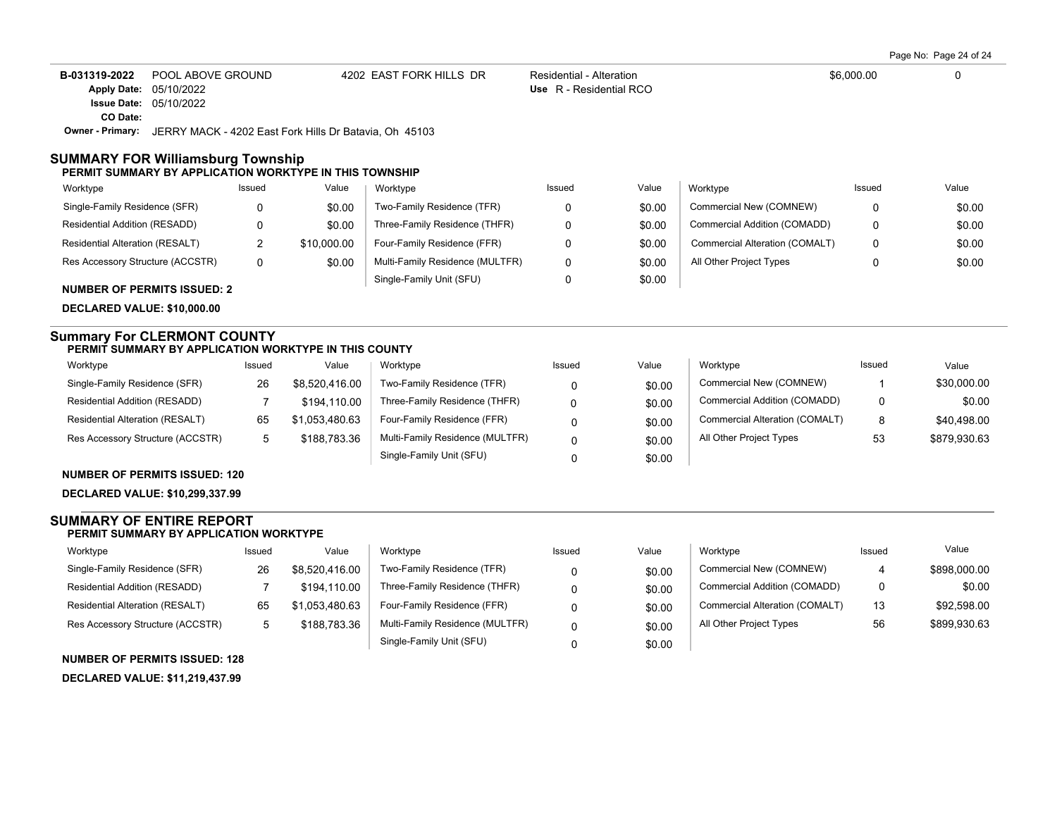| | | | | | |
|---|---|---|---|---|---|
| **B-031319-2022** | POOL ABOVE GROUND | 4202 EAST FORK HILLS DR | Residential - Alteration | $6,000.00 | 0 |
| **Apply Date:** | 05/10/2022 | | **Use** R - Residential RCO | | |
| **Issue Date:** | 05/10/2022 | | | | |
| **CO Date:** | | | | | |
| **Owner - Primary:** | JERRY MACK - 4202 East Fork Hills Dr Batavia, Oh 45103 | | | | |

## SUMMARY FOR Williamsburg Township

**PERMIT SUMMARY BY APPLICATION WORKTYPE IN THIS TOWNSHIP**

| Worktype | Issued | Value | Worktype | Issued | Value | Worktype | Issued | Value |
|---|---|---|---|---|---|---|---|---|
| Single-Family Residence (SFR) | 0 | $0.00 | Two-Family Residence (TFR) | 0 | $0.00 | Commercial New (COMNEW) | 0 | $0.00 |
| Residential Addition (RESADD) | 0 | $0.00 | Three-Family Residence (THFR) | 0 | $0.00 | Commercial Addition (COMADD) | 0 | $0.00 |
| Residential Alteration (RESALT) | 2 | $10,000.00 | Four-Family Residence (FFR) | 0 | $0.00 | Commercial Alteration (COMALT) | 0 | $0.00 |
| Res Accessory Structure (ACCSTR) | 0 | $0.00 | Multi-Family Residence (MULTFR) | 0 | $0.00 | All Other Project Types | 0 | $0.00 |
| | | | Single-Family Unit (SFU) | 0 | $0.00 | | | |

**NUMBER OF PERMITS ISSUED: 2**

**DECLARED VALUE: $10,000.00**

## Summary For CLERMONT COUNTY

**PERMIT SUMMARY BY APPLICATION WORKTYPE IN THIS COUNTY**

| Worktype | Issued | Value | Worktype | Issued | Value | Worktype | Issued | Value |
|---|---|---|---|---|---|---|---|---|
| Single-Family Residence (SFR) | 26 | $8,520,416.00 | Two-Family Residence (TFR) | 0 | $0.00 | Commercial New (COMNEW) | 1 | $30,000.00 |
| Residential Addition (RESADD) | 7 | $194,110.00 | Three-Family Residence (THFR) | 0 | $0.00 | Commercial Addition (COMADD) | 0 | $0.00 |
| Residential Alteration (RESALT) | 65 | $1,053,480.63 | Four-Family Residence (FFR) | 0 | $0.00 | Commercial Alteration (COMALT) | 8 | $40,498.00 |
| Res Accessory Structure (ACCSTR) | 5 | $188,783.36 | Multi-Family Residence (MULTFR) | 0 | $0.00 | All Other Project Types | 53 | $879,930.63 |
| | | | Single-Family Unit (SFU) | 0 | $0.00 | | | |

**NUMBER OF PERMITS ISSUED: 120**

**DECLARED VALUE: $10,299,337.99**

## SUMMARY OF ENTIRE REPORT

**PERMIT SUMMARY BY APPLICATION WORKTYPE**

| Worktype | Issued | Value | Worktype | Issued | Value | Worktype | Issued | Value |
|---|---|---|---|---|---|---|---|---|
| Single-Family Residence (SFR) | 26 | $8,520,416.00 | Two-Family Residence (TFR) | 0 | $0.00 | Commercial New (COMNEW) | 4 | $898,000.00 |
| Residential Addition (RESADD) | 7 | $194,110.00 | Three-Family Residence (THFR) | 0 | $0.00 | Commercial Addition (COMADD) | 0 | $0.00 |
| Residential Alteration (RESALT) | 65 | $1,053,480.63 | Four-Family Residence (FFR) | 0 | $0.00 | Commercial Alteration (COMALT) | 13 | $92,598.00 |
| Res Accessory Structure (ACCSTR) | 5 | $188,783.36 | Multi-Family Residence (MULTFR) | 0 | $0.00 | All Other Project Types | 56 | $899,930.63 |
| | | | Single-Family Unit (SFU) | 0 | $0.00 | | | |

**NUMBER OF PERMITS ISSUED: 128**

**DECLARED VALUE: $11,219,437.99**